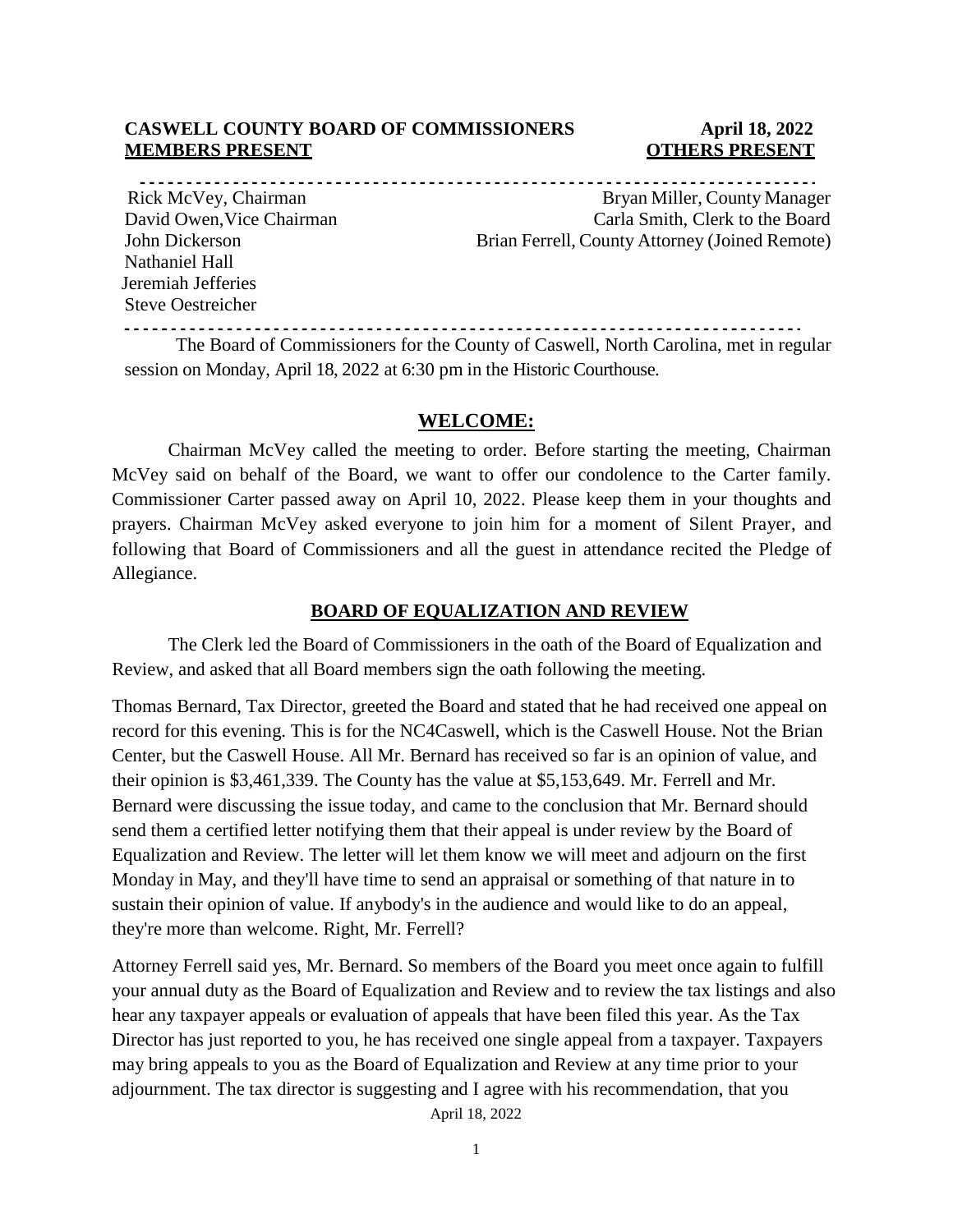**CASWELL COUNTY BOARD OF COMMISSIONERS** **April 18, 2022**

| **MEMBERS PRESENT** | **OTHERS PRESENT** |
|---|---|
| Rick McVey, Chairman | Bryan Miller, County Manager |
| David Owen, Vice Chairman | Carla Smith, Clerk to the Board |
| John Dickerson | Brian Ferrell, County Attorney (Joined Remote) |
| Nathaniel Hall | |
| Jeremiah Jefferies | |
| Steve Oestreicher | |

The Board of Commissioners for the County of Caswell, North Carolina, met in regular session on Monday, April 18, 2022 at 6:30 pm in the Historic Courthouse.

## WELCOME:

Chairman McVey called the meeting to order. Before starting the meeting, Chairman McVey said on behalf of the Board, we want to offer our condolence to the Carter family. Commissioner Carter passed away on April 10, 2022. Please keep them in your thoughts and prayers. Chairman McVey asked everyone to join him for a moment of Silent Prayer, and following that Board of Commissioners and all the guest in attendance recited the Pledge of Allegiance.

## BOARD OF EQUALIZATION AND REVIEW

The Clerk led the Board of Commissioners in the oath of the Board of Equalization and Review, and asked that all Board members sign the oath following the meeting.

Thomas Bernard, Tax Director, greeted the Board and stated that he had received one appeal on record for this evening. This is for the NC4Caswell, which is the Caswell House. Not the Brian Center, but the Caswell House. All Mr. Bernard has received so far is an opinion of value, and their opinion is $3,461,339. The County has the value at $5,153,649. Mr. Ferrell and Mr. Bernard were discussing the issue today, and came to the conclusion that Mr. Bernard should send them a certified letter notifying them that their appeal is under review by the Board of Equalization and Review. The letter will let them know we will meet and adjourn on the first Monday in May, and they'll have time to send an appraisal or something of that nature in to sustain their opinion of value. If anybody's in the audience and would like to do an appeal, they're more than welcome. Right, Mr. Ferrell?

Attorney Ferrell said yes, Mr. Bernard. So members of the Board you meet once again to fulfill your annual duty as the Board of Equalization and Review and to review the tax listings and also hear any taxpayer appeals or evaluation of appeals that have been filed this year. As the Tax Director has just reported to you, he has received one single appeal from a taxpayer. Taxpayers may bring appeals to you as the Board of Equalization and Review at any time prior to your adjournment. The tax director is suggesting and I agree with his recommendation, that you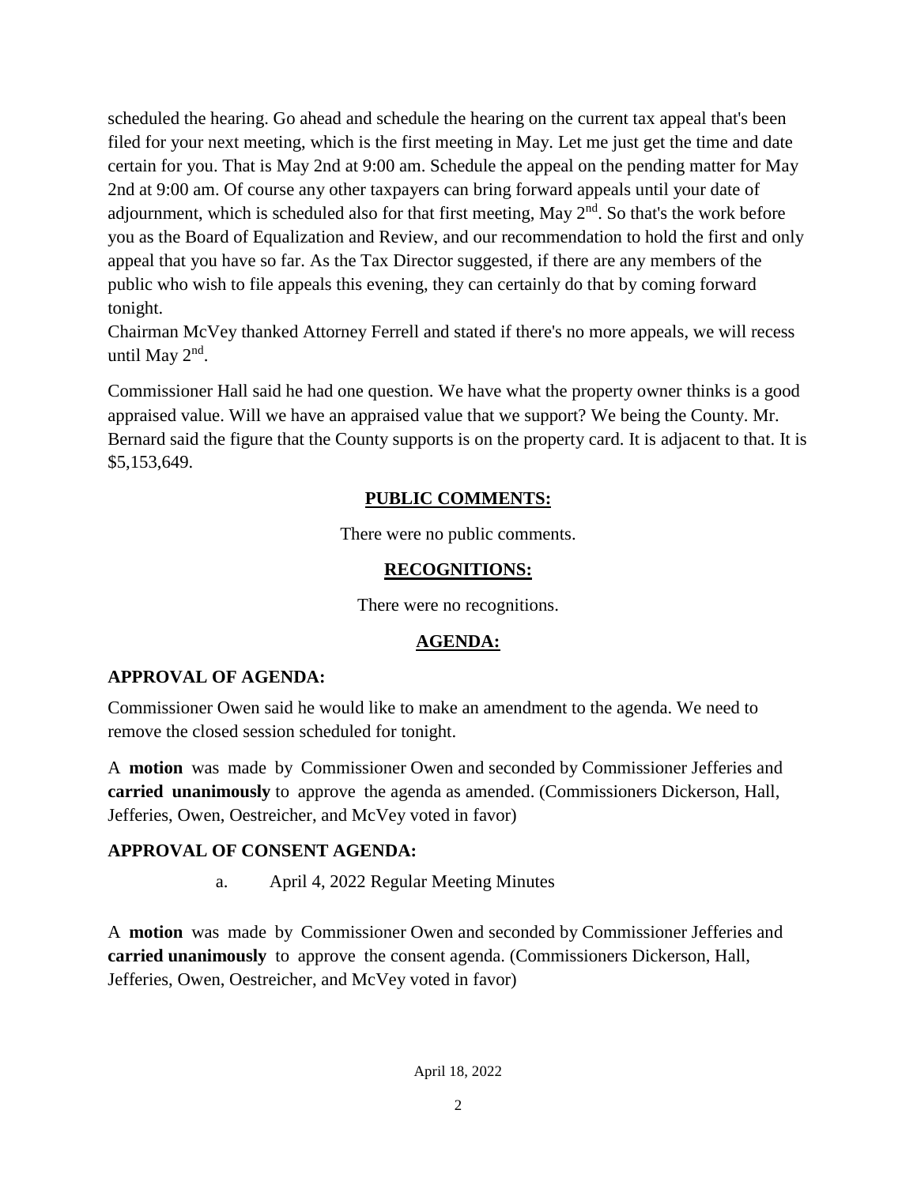scheduled the hearing. Go ahead and schedule the hearing on the current tax appeal that's been filed for your next meeting, which is the first meeting in May. Let me just get the time and date certain for you. That is May 2nd at 9:00 am. Schedule the appeal on the pending matter for May 2nd at 9:00 am. Of course any other taxpayers can bring forward appeals until your date of adjournment, which is scheduled also for that first meeting, May 2nd. So that's the work before you as the Board of Equalization and Review, and our recommendation to hold the first and only appeal that you have so far. As the Tax Director suggested, if there are any members of the public who wish to file appeals this evening, they can certainly do that by coming forward tonight.
Chairman McVey thanked Attorney Ferrell and stated if there's no more appeals, we will recess until May 2nd.

Commissioner Hall said he had one question. We have what the property owner thinks is a good appraised value. Will we have an appraised value that we support? We being the County. Mr. Bernard said the figure that the County supports is on the property card. It is adjacent to that. It is $5,153,649.

## PUBLIC COMMENTS:

There were no public comments.

## RECOGNITIONS:

There were no recognitions.

## AGENDA:

### APPROVAL OF AGENDA:

Commissioner Owen said he would like to make an amendment to the agenda. We need to remove the closed session scheduled for tonight.

A **motion** was made by Commissioner Owen and seconded by Commissioner Jefferies and **carried unanimously** to approve the agenda as amended. (Commissioners Dickerson, Hall, Jefferies, Owen, Oestreicher, and McVey voted in favor)

### APPROVAL OF CONSENT AGENDA:

a. April 4, 2022 Regular Meeting Minutes

A **motion** was made by Commissioner Owen and seconded by Commissioner Jefferies and **carried unanimously** to approve the consent agenda. (Commissioners Dickerson, Hall, Jefferies, Owen, Oestreicher, and McVey voted in favor)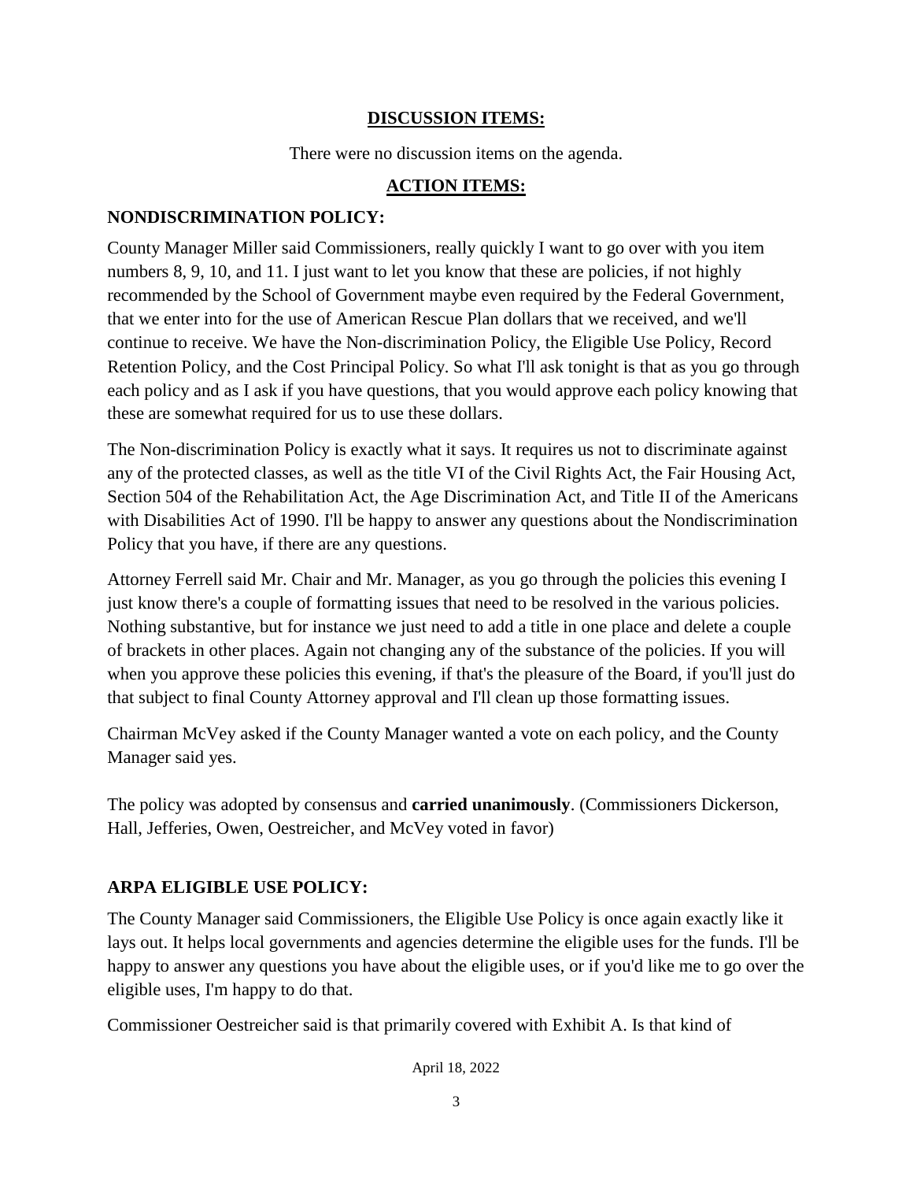## DISCUSSION ITEMS:

There were no discussion items on the agenda.

## ACTION ITEMS:

### NONDISCRIMINATION POLICY:

County Manager Miller said Commissioners, really quickly I want to go over with you item numbers 8, 9, 10, and 11. I just want to let you know that these are policies, if not highly recommended by the School of Government maybe even required by the Federal Government, that we enter into for the use of American Rescue Plan dollars that we received, and we'll continue to receive. We have the Non-discrimination Policy, the Eligible Use Policy, Record Retention Policy, and the Cost Principal Policy. So what I'll ask tonight is that as you go through each policy and as I ask if you have questions, that you would approve each policy knowing that these are somewhat required for us to use these dollars.

The Non-discrimination Policy is exactly what it says. It requires us not to discriminate against any of the protected classes, as well as the title VI of the Civil Rights Act, the Fair Housing Act, Section 504 of the Rehabilitation Act, the Age Discrimination Act, and Title II of the Americans with Disabilities Act of 1990. I'll be happy to answer any questions about the Nondiscrimination Policy that you have, if there are any questions.

Attorney Ferrell said Mr. Chair and Mr. Manager, as you go through the policies this evening I just know there's a couple of formatting issues that need to be resolved in the various policies. Nothing substantive, but for instance we just need to add a title in one place and delete a couple of brackets in other places. Again not changing any of the substance of the policies. If you will when you approve these policies this evening, if that's the pleasure of the Board, if you'll just do that subject to final County Attorney approval and I'll clean up those formatting issues.

Chairman McVey asked if the County Manager wanted a vote on each policy, and the County Manager said yes.

The policy was adopted by consensus and **carried unanimously**. (Commissioners Dickerson, Hall, Jefferies, Owen, Oestreicher, and McVey voted in favor)

### ARPA ELIGIBLE USE POLICY:

The County Manager said Commissioners, the Eligible Use Policy is once again exactly like it lays out. It helps local governments and agencies determine the eligible uses for the funds. I'll be happy to answer any questions you have about the eligible uses, or if you'd like me to go over the eligible uses, I'm happy to do that.

Commissioner Oestreicher said is that primarily covered with Exhibit A. Is that kind of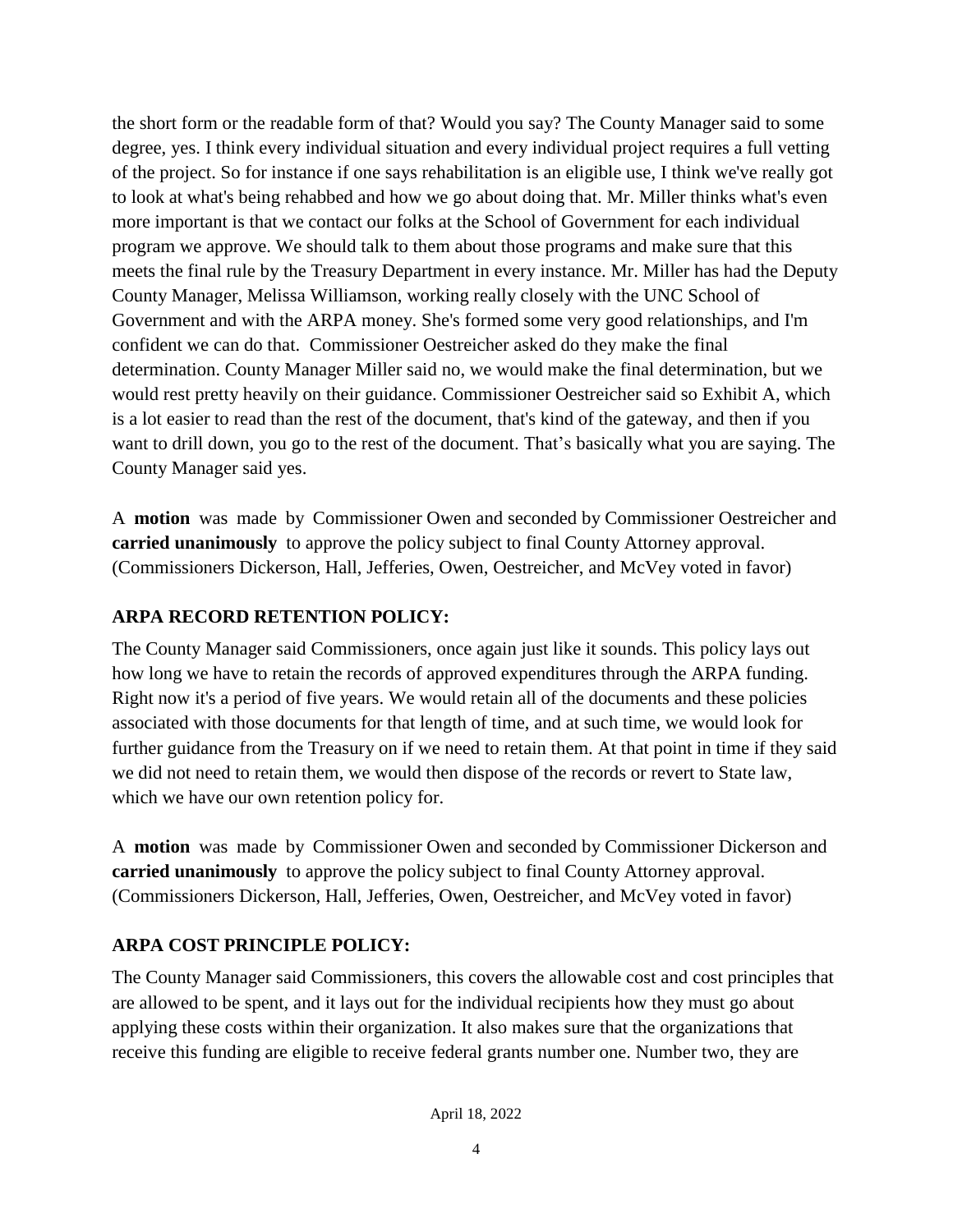the short form or the readable form of that? Would you say? The County Manager said to some degree, yes. I think every individual situation and every individual project requires a full vetting of the project. So for instance if one says rehabilitation is an eligible use, I think we've really got to look at what's being rehabbed and how we go about doing that. Mr. Miller thinks what's even more important is that we contact our folks at the School of Government for each individual program we approve. We should talk to them about those programs and make sure that this meets the final rule by the Treasury Department in every instance. Mr. Miller has had the Deputy County Manager, Melissa Williamson, working really closely with the UNC School of Government and with the ARPA money. She's formed some very good relationships, and I'm confident we can do that. Commissioner Oestreicher asked do they make the final determination. County Manager Miller said no, we would make the final determination, but we would rest pretty heavily on their guidance. Commissioner Oestreicher said so Exhibit A, which is a lot easier to read than the rest of the document, that's kind of the gateway, and then if you want to drill down, you go to the rest of the document. That's basically what you are saying. The County Manager said yes.

A **motion** was made by Commissioner Owen and seconded by Commissioner Oestreicher and **carried unanimously** to approve the policy subject to final County Attorney approval. (Commissioners Dickerson, Hall, Jefferies, Owen, Oestreicher, and McVey voted in favor)

## ARPA RECORD RETENTION POLICY:

The County Manager said Commissioners, once again just like it sounds. This policy lays out how long we have to retain the records of approved expenditures through the ARPA funding. Right now it's a period of five years. We would retain all of the documents and these policies associated with those documents for that length of time, and at such time, we would look for further guidance from the Treasury on if we need to retain them. At that point in time if they said we did not need to retain them, we would then dispose of the records or revert to State law, which we have our own retention policy for.

A **motion** was made by Commissioner Owen and seconded by Commissioner Dickerson and **carried unanimously** to approve the policy subject to final County Attorney approval. (Commissioners Dickerson, Hall, Jefferies, Owen, Oestreicher, and McVey voted in favor)

## ARPA COST PRINCIPLE POLICY:

The County Manager said Commissioners, this covers the allowable cost and cost principles that are allowed to be spent, and it lays out for the individual recipients how they must go about applying these costs within their organization. It also makes sure that the organizations that receive this funding are eligible to receive federal grants number one. Number two, they are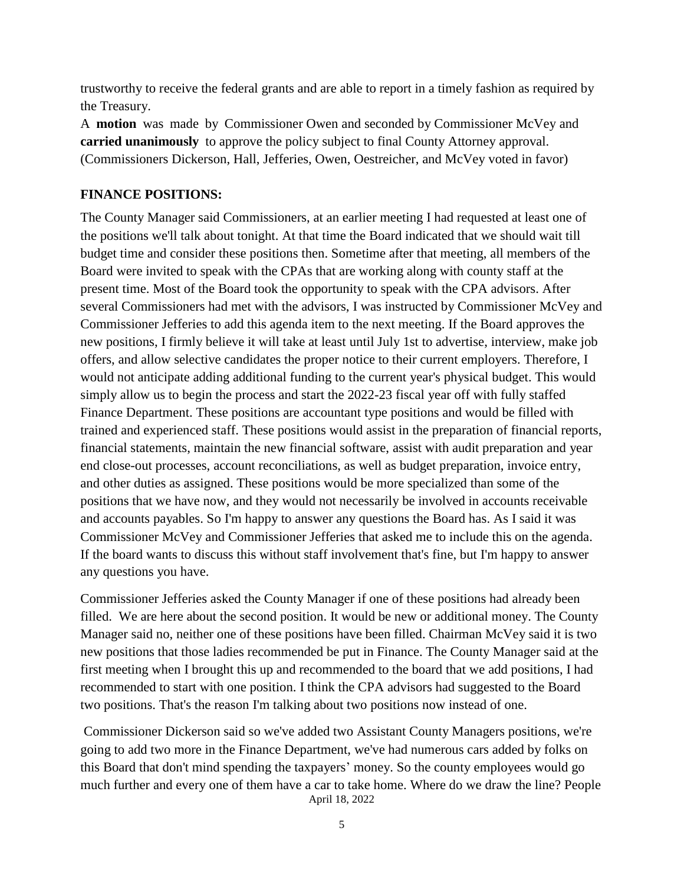trustworthy to receive the federal grants and are able to report in a timely fashion as required by the Treasury.

A **motion** was made by Commissioner Owen and seconded by Commissioner McVey and **carried unanimously** to approve the policy subject to final County Attorney approval. (Commissioners Dickerson, Hall, Jefferies, Owen, Oestreicher, and McVey voted in favor)

**FINANCE POSITIONS:**

The County Manager said Commissioners, at an earlier meeting I had requested at least one of the positions we'll talk about tonight. At that time the Board indicated that we should wait till budget time and consider these positions then. Sometime after that meeting, all members of the Board were invited to speak with the CPAs that are working along with county staff at the present time. Most of the Board took the opportunity to speak with the CPA advisors. After several Commissioners had met with the advisors, I was instructed by Commissioner McVey and Commissioner Jefferies to add this agenda item to the next meeting. If the Board approves the new positions, I firmly believe it will take at least until July 1st to advertise, interview, make job offers, and allow selective candidates the proper notice to their current employers. Therefore, I would not anticipate adding additional funding to the current year's physical budget. This would simply allow us to begin the process and start the 2022-23 fiscal year off with fully staffed Finance Department. These positions are accountant type positions and would be filled with trained and experienced staff. These positions would assist in the preparation of financial reports, financial statements, maintain the new financial software, assist with audit preparation and year end close-out processes, account reconciliations, as well as budget preparation, invoice entry, and other duties as assigned. These positions would be more specialized than some of the positions that we have now, and they would not necessarily be involved in accounts receivable and accounts payables. So I'm happy to answer any questions the Board has. As I said it was Commissioner McVey and Commissioner Jefferies that asked me to include this on the agenda. If the board wants to discuss this without staff involvement that's fine, but I'm happy to answer any questions you have.

Commissioner Jefferies asked the County Manager if one of these positions had already been filled. We are here about the second position. It would be new or additional money. The County Manager said no, neither one of these positions have been filled. Chairman McVey said it is two new positions that those ladies recommended be put in Finance. The County Manager said at the first meeting when I brought this up and recommended to the board that we add positions, I had recommended to start with one position. I think the CPA advisors had suggested to the Board two positions. That's the reason I'm talking about two positions now instead of one.

Commissioner Dickerson said so we've added two Assistant County Managers positions, we're going to add two more in the Finance Department, we've had numerous cars added by folks on this Board that don't mind spending the taxpayers' money. So the county employees would go much further and every one of them have a car to take home. Where do we draw the line? People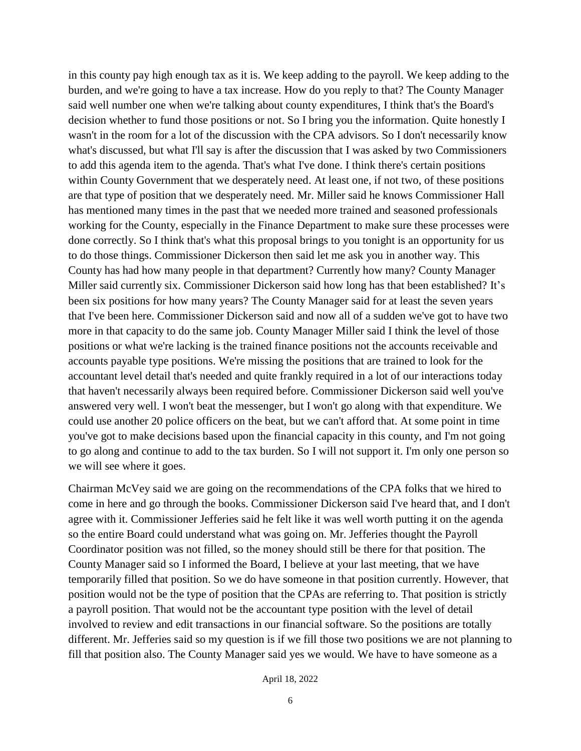in this county pay high enough tax as it is. We keep adding to the payroll. We keep adding to the burden, and we're going to have a tax increase. How do you reply to that? The County Manager said well number one when we're talking about county expenditures, I think that's the Board's decision whether to fund those positions or not. So I bring you the information. Quite honestly I wasn't in the room for a lot of the discussion with the CPA advisors. So I don't necessarily know what's discussed, but what I'll say is after the discussion that I was asked by two Commissioners to add this agenda item to the agenda. That's what I've done. I think there's certain positions within County Government that we desperately need. At least one, if not two, of these positions are that type of position that we desperately need. Mr. Miller said he knows Commissioner Hall has mentioned many times in the past that we needed more trained and seasoned professionals working for the County, especially in the Finance Department to make sure these processes were done correctly. So I think that's what this proposal brings to you tonight is an opportunity for us to do those things. Commissioner Dickerson then said let me ask you in another way. This County has had how many people in that department? Currently how many? County Manager Miller said currently six. Commissioner Dickerson said how long has that been established? It's been six positions for how many years? The County Manager said for at least the seven years that I've been here. Commissioner Dickerson said and now all of a sudden we've got to have two more in that capacity to do the same job. County Manager Miller said I think the level of those positions or what we're lacking is the trained finance positions not the accounts receivable and accounts payable type positions. We're missing the positions that are trained to look for the accountant level detail that's needed and quite frankly required in a lot of our interactions today that haven't necessarily always been required before. Commissioner Dickerson said well you've answered very well. I won't beat the messenger, but I won't go along with that expenditure. We could use another 20 police officers on the beat, but we can't afford that. At some point in time you've got to make decisions based upon the financial capacity in this county, and I'm not going to go along and continue to add to the tax burden. So I will not support it. I'm only one person so we will see where it goes.

Chairman McVey said we are going on the recommendations of the CPA folks that we hired to come in here and go through the books. Commissioner Dickerson said I've heard that, and I don't agree with it. Commissioner Jefferies said he felt like it was well worth putting it on the agenda so the entire Board could understand what was going on. Mr. Jefferies thought the Payroll Coordinator position was not filled, so the money should still be there for that position. The County Manager said so I informed the Board, I believe at your last meeting, that we have temporarily filled that position. So we do have someone in that position currently. However, that position would not be the type of position that the CPAs are referring to. That position is strictly a payroll position. That would not be the accountant type position with the level of detail involved to review and edit transactions in our financial software. So the positions are totally different. Mr. Jefferies said so my question is if we fill those two positions we are not planning to fill that position also. The County Manager said yes we would. We have to have someone as a

April 18, 2022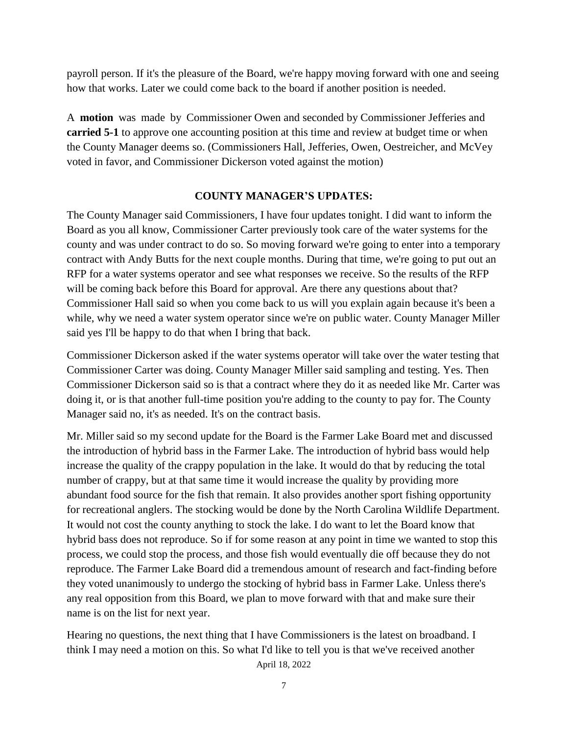payroll person. If it's the pleasure of the Board, we're happy moving forward with one and seeing how that works. Later we could come back to the board if another position is needed.

A **motion** was made by Commissioner Owen and seconded by Commissioner Jefferies and **carried 5-1** to approve one accounting position at this time and review at budget time or when the County Manager deems so. (Commissioners Hall, Jefferies, Owen, Oestreicher, and McVey voted in favor, and Commissioner Dickerson voted against the motion)

## COUNTY MANAGER'S UPDATES:

The County Manager said Commissioners, I have four updates tonight. I did want to inform the Board as you all know, Commissioner Carter previously took care of the water systems for the county and was under contract to do so. So moving forward we're going to enter into a temporary contract with Andy Butts for the next couple months. During that time, we're going to put out an RFP for a water systems operator and see what responses we receive. So the results of the RFP will be coming back before this Board for approval. Are there any questions about that? Commissioner Hall said so when you come back to us will you explain again because it's been a while, why we need a water system operator since we're on public water. County Manager Miller said yes I'll be happy to do that when I bring that back.

Commissioner Dickerson asked if the water systems operator will take over the water testing that Commissioner Carter was doing. County Manager Miller said sampling and testing. Yes. Then Commissioner Dickerson said so is that a contract where they do it as needed like Mr. Carter was doing it, or is that another full-time position you're adding to the county to pay for. The County Manager said no, it's as needed. It's on the contract basis.

Mr. Miller said so my second update for the Board is the Farmer Lake Board met and discussed the introduction of hybrid bass in the Farmer Lake. The introduction of hybrid bass would help increase the quality of the crappy population in the lake. It would do that by reducing the total number of crappy, but at that same time it would increase the quality by providing more abundant food source for the fish that remain. It also provides another sport fishing opportunity for recreational anglers. The stocking would be done by the North Carolina Wildlife Department. It would not cost the county anything to stock the lake. I do want to let the Board know that hybrid bass does not reproduce. So if for some reason at any point in time we wanted to stop this process, we could stop the process, and those fish would eventually die off because they do not reproduce. The Farmer Lake Board did a tremendous amount of research and fact-finding before they voted unanimously to undergo the stocking of hybrid bass in Farmer Lake. Unless there's any real opposition from this Board, we plan to move forward with that and make sure their name is on the list for next year.

Hearing no questions, the next thing that I have Commissioners is the latest on broadband. I think I may need a motion on this. So what I'd like to tell you is that we've received another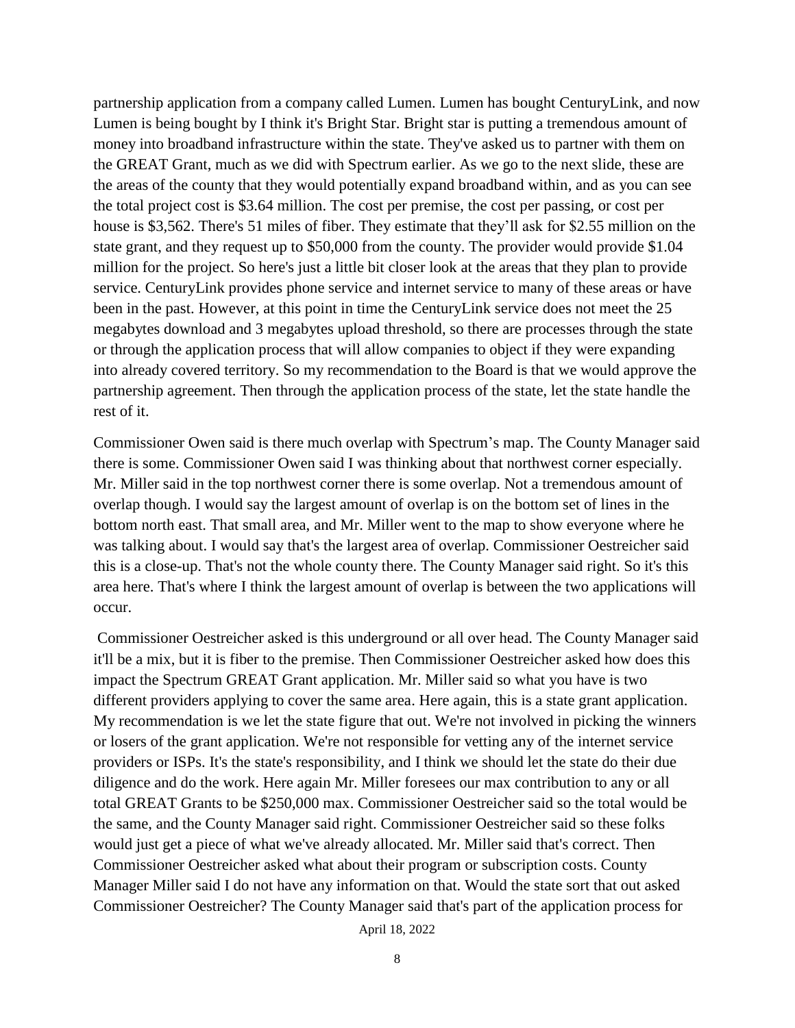partnership application from a company called Lumen. Lumen has bought CenturyLink, and now Lumen is being bought by I think it's Bright Star. Bright star is putting a tremendous amount of money into broadband infrastructure within the state. They've asked us to partner with them on the GREAT Grant, much as we did with Spectrum earlier. As we go to the next slide, these are the areas of the county that they would potentially expand broadband within, and as you can see the total project cost is $3.64 million. The cost per premise, the cost per passing, or cost per house is $3,562. There's 51 miles of fiber. They estimate that they'll ask for $2.55 million on the state grant, and they request up to $50,000 from the county. The provider would provide $1.04 million for the project. So here's just a little bit closer look at the areas that they plan to provide service. CenturyLink provides phone service and internet service to many of these areas or have been in the past. However, at this point in time the CenturyLink service does not meet the 25 megabytes download and 3 megabytes upload threshold, so there are processes through the state or through the application process that will allow companies to object if they were expanding into already covered territory. So my recommendation to the Board is that we would approve the partnership agreement. Then through the application process of the state, let the state handle the rest of it.

Commissioner Owen said is there much overlap with Spectrum's map. The County Manager said there is some. Commissioner Owen said I was thinking about that northwest corner especially. Mr. Miller said in the top northwest corner there is some overlap. Not a tremendous amount of overlap though. I would say the largest amount of overlap is on the bottom set of lines in the bottom north east. That small area, and Mr. Miller went to the map to show everyone where he was talking about. I would say that's the largest area of overlap. Commissioner Oestreicher said this is a close-up. That's not the whole county there. The County Manager said right. So it's this area here. That's where I think the largest amount of overlap is between the two applications will occur.

Commissioner Oestreicher asked is this underground or all over head. The County Manager said it'll be a mix, but it is fiber to the premise. Then Commissioner Oestreicher asked how does this impact the Spectrum GREAT Grant application. Mr. Miller said so what you have is two different providers applying to cover the same area. Here again, this is a state grant application. My recommendation is we let the state figure that out. We're not involved in picking the winners or losers of the grant application. We're not responsible for vetting any of the internet service providers or ISPs. It's the state's responsibility, and I think we should let the state do their due diligence and do the work. Here again Mr. Miller foresees our max contribution to any or all total GREAT Grants to be $250,000 max. Commissioner Oestreicher said so the total would be the same, and the County Manager said right. Commissioner Oestreicher said so these folks would just get a piece of what we've already allocated. Mr. Miller said that's correct. Then Commissioner Oestreicher asked what about their program or subscription costs. County Manager Miller said I do not have any information on that. Would the state sort that out asked Commissioner Oestreicher? The County Manager said that's part of the application process for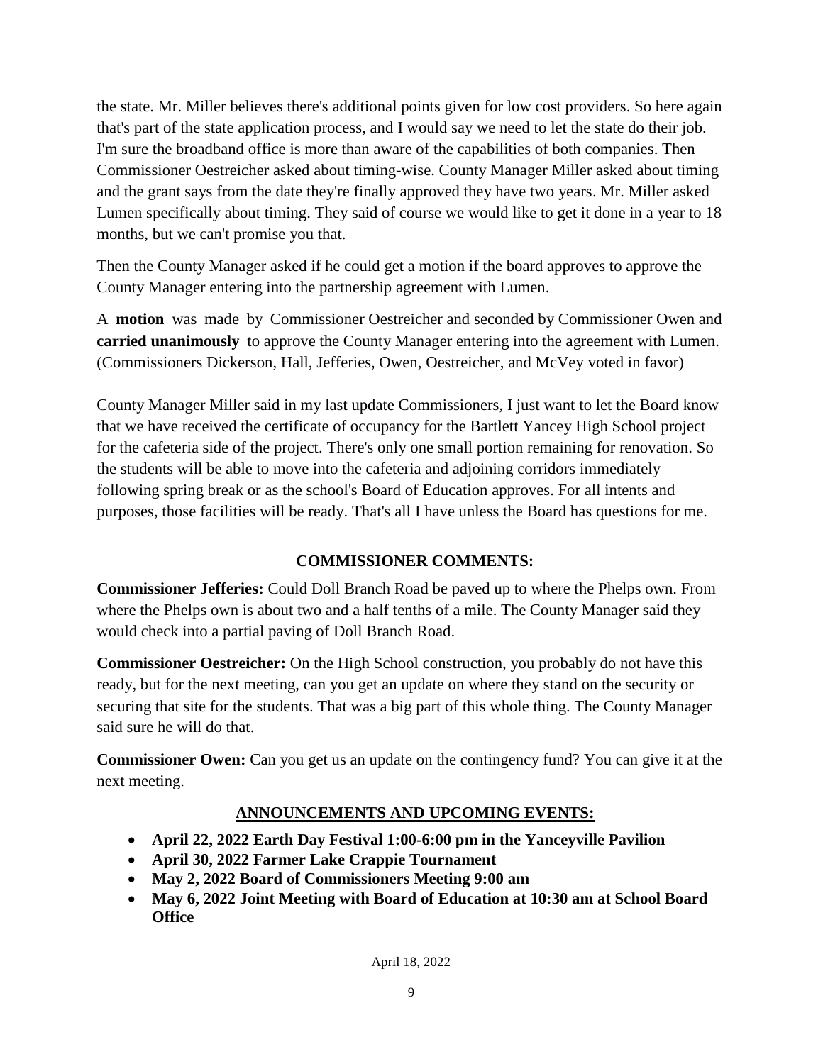the state. Mr. Miller believes there's additional points given for low cost providers. So here again that's part of the state application process, and I would say we need to let the state do their job. I'm sure the broadband office is more than aware of the capabilities of both companies. Then Commissioner Oestreicher asked about timing-wise. County Manager Miller asked about timing and the grant says from the date they're finally approved they have two years. Mr. Miller asked Lumen specifically about timing. They said of course we would like to get it done in a year to 18 months, but we can't promise you that.

Then the County Manager asked if he could get a motion if the board approves to approve the County Manager entering into the partnership agreement with Lumen.

A **motion** was made by Commissioner Oestreicher and seconded by Commissioner Owen and **carried unanimously** to approve the County Manager entering into the agreement with Lumen. (Commissioners Dickerson, Hall, Jefferies, Owen, Oestreicher, and McVey voted in favor)

County Manager Miller said in my last update Commissioners, I just want to let the Board know that we have received the certificate of occupancy for the Bartlett Yancey High School project for the cafeteria side of the project. There's only one small portion remaining for renovation. So the students will be able to move into the cafeteria and adjoining corridors immediately following spring break or as the school's Board of Education approves. For all intents and purposes, those facilities will be ready. That's all I have unless the Board has questions for me.

## COMMISSIONER COMMENTS:

**Commissioner Jefferies:** Could Doll Branch Road be paved up to where the Phelps own. From where the Phelps own is about two and a half tenths of a mile. The County Manager said they would check into a partial paving of Doll Branch Road.

**Commissioner Oestreicher:** On the High School construction, you probably do not have this ready, but for the next meeting, can you get an update on where they stand on the security or securing that site for the students. That was a big part of this whole thing. The County Manager said sure he will do that.

**Commissioner Owen:** Can you get us an update on the contingency fund? You can give it at the next meeting.

## ANNOUNCEMENTS AND UPCOMING EVENTS:

- **April 22, 2022 Earth Day Festival 1:00-6:00 pm in the Yanceyville Pavilion**
- **April 30, 2022 Farmer Lake Crappie Tournament**
- **May 2, 2022 Board of Commissioners Meeting 9:00 am**
- **May 6, 2022 Joint Meeting with Board of Education at 10:30 am at School Board Office**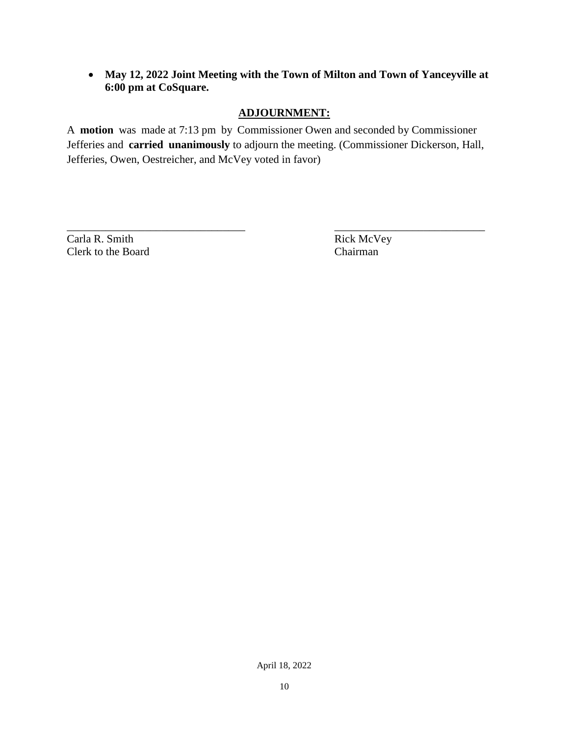- **May 12, 2022 Joint Meeting with the Town of Milton and Town of Yanceyville at 6:00 pm at CoSquare.**

## ADJOURNMENT:

A **motion** was made at 7:13 pm by Commissioner Owen and seconded by Commissioner Jefferies and **carried unanimously** to adjourn the meeting. (Commissioner Dickerson, Hall, Jefferies, Owen, Oestreicher, and McVey voted in favor)

| \_\_\_\_\_\_\_\_\_\_\_\_\_\_\_\_\_\_\_\_\_\_\_\_\_\_\_\_\_\_\_\_\_\_ | \_\_\_\_\_\_\_\_\_\_\_\_\_\_\_\_\_\_\_\_\_\_\_\_\_\_\_\_\_\_ |
| --- | --- |
| Carla R. Smith | Rick McVey |
| Clerk to the Board | Chairman |

April 18, 2022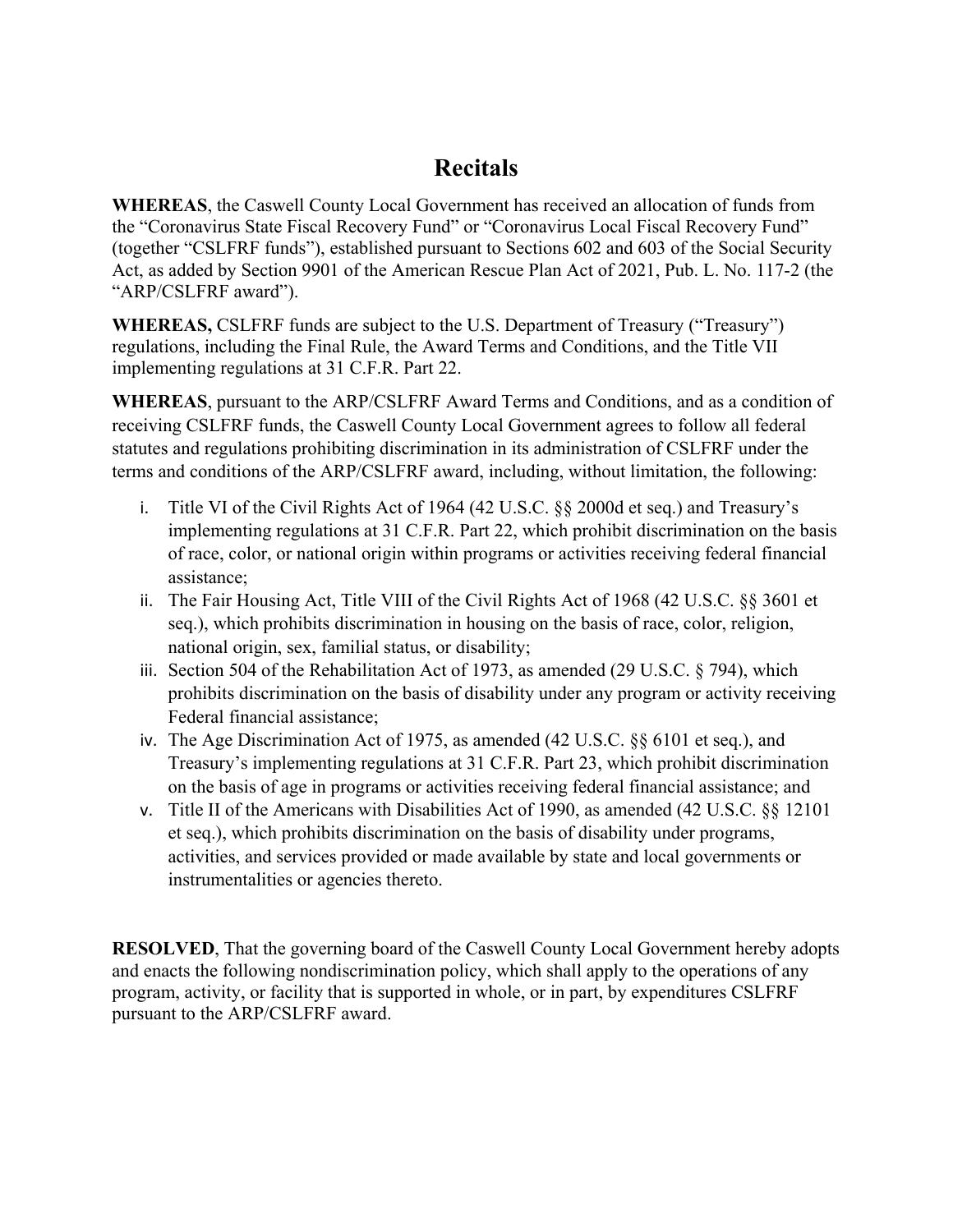# Recitals

**WHEREAS**, the Caswell County Local Government has received an allocation of funds from the "Coronavirus State Fiscal Recovery Fund" or "Coronavirus Local Fiscal Recovery Fund" (together "CSLFRF funds"), established pursuant to Sections 602 and 603 of the Social Security Act, as added by Section 9901 of the American Rescue Plan Act of 2021, Pub. L. No. 117-2 (the "ARP/CSLFRF award").

**WHEREAS,** CSLFRF funds are subject to the U.S. Department of Treasury ("Treasury") regulations, including the Final Rule, the Award Terms and Conditions, and the Title VII implementing regulations at 31 C.F.R. Part 22.

**WHEREAS**, pursuant to the ARP/CSLFRF Award Terms and Conditions, and as a condition of receiving CSLFRF funds, the Caswell County Local Government agrees to follow all federal statutes and regulations prohibiting discrimination in its administration of CSLFRF under the terms and conditions of the ARP/CSLFRF award, including, without limitation, the following:

i. Title VI of the Civil Rights Act of 1964 (42 U.S.C. §§ 2000d et seq.) and Treasury's implementing regulations at 31 C.F.R. Part 22, which prohibit discrimination on the basis of race, color, or national origin within programs or activities receiving federal financial assistance;
ii. The Fair Housing Act, Title VIII of the Civil Rights Act of 1968 (42 U.S.C. §§ 3601 et seq.), which prohibits discrimination in housing on the basis of race, color, religion, national origin, sex, familial status, or disability;
iii. Section 504 of the Rehabilitation Act of 1973, as amended (29 U.S.C. § 794), which prohibits discrimination on the basis of disability under any program or activity receiving Federal financial assistance;
iv. The Age Discrimination Act of 1975, as amended (42 U.S.C. §§ 6101 et seq.), and Treasury's implementing regulations at 31 C.F.R. Part 23, which prohibit discrimination on the basis of age in programs or activities receiving federal financial assistance; and
v. Title II of the Americans with Disabilities Act of 1990, as amended (42 U.S.C. §§ 12101 et seq.), which prohibits discrimination on the basis of disability under programs, activities, and services provided or made available by state and local governments or instrumentalities or agencies thereto.

**RESOLVED**, That the governing board of the Caswell County Local Government hereby adopts and enacts the following nondiscrimination policy, which shall apply to the operations of any program, activity, or facility that is supported in whole, or in part, by expenditures CSLFRF pursuant to the ARP/CSLFRF award.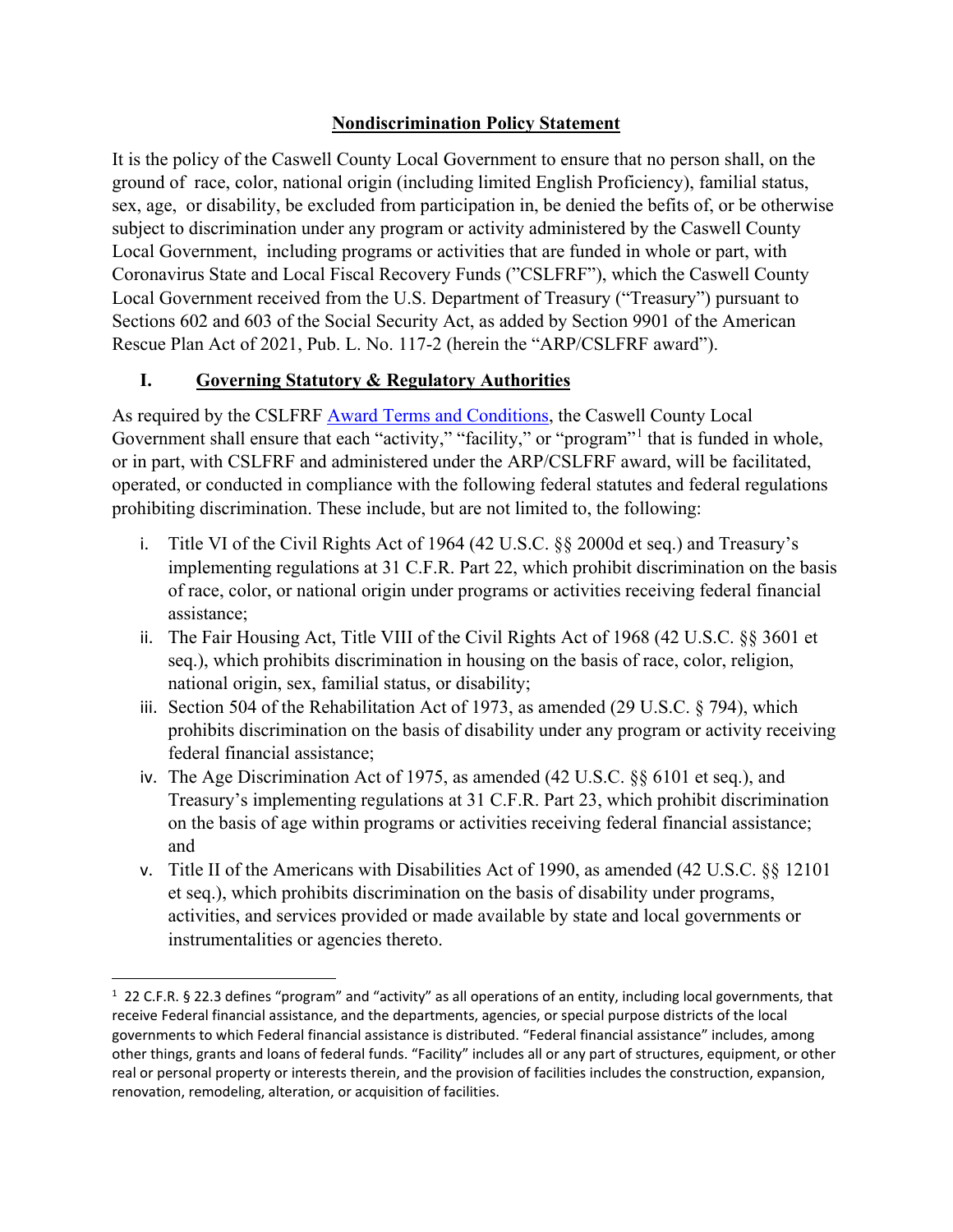## Nondiscrimination Policy Statement

It is the policy of the Caswell County Local Government to ensure that no person shall, on the ground of race, color, national origin (including limited English Proficiency), familial status, sex, age, or disability, be excluded from participation in, be denied the befits of, or be otherwise subject to discrimination under any program or activity administered by the Caswell County Local Government, including programs or activities that are funded in whole or part, with Coronavirus State and Local Fiscal Recovery Funds (”CSLFRF”), which the Caswell County Local Government received from the U.S. Department of Treasury (“Treasury”) pursuant to Sections 602 and 603 of the Social Security Act, as added by Section 9901 of the American Rescue Plan Act of 2021, Pub. L. No. 117-2 (herein the “ARP/CSLFRF award”).

### I. Governing Statutory & Regulatory Authorities

As required by the CSLFRF Award Terms and Conditions, the Caswell County Local Government shall ensure that each “activity,” “facility,” or “program”[1] that is funded in whole, or in part, with CSLFRF and administered under the ARP/CSLFRF award, will be facilitated, operated, or conducted in compliance with the following federal statutes and federal regulations prohibiting discrimination. These include, but are not limited to, the following:

i. Title VI of the Civil Rights Act of 1964 (42 U.S.C. §§ 2000d et seq.) and Treasury’s implementing regulations at 31 C.F.R. Part 22, which prohibit discrimination on the basis of race, color, or national origin under programs or activities receiving federal financial assistance;

ii. The Fair Housing Act, Title VIII of the Civil Rights Act of 1968 (42 U.S.C. §§ 3601 et seq.), which prohibits discrimination in housing on the basis of race, color, religion, national origin, sex, familial status, or disability;

iii. Section 504 of the Rehabilitation Act of 1973, as amended (29 U.S.C. § 794), which prohibits discrimination on the basis of disability under any program or activity receiving federal financial assistance;

iv. The Age Discrimination Act of 1975, as amended (42 U.S.C. §§ 6101 et seq.), and Treasury’s implementing regulations at 31 C.F.R. Part 23, which prohibit discrimination on the basis of age within programs or activities receiving federal financial assistance; and

v. Title II of the Americans with Disabilities Act of 1990, as amended (42 U.S.C. §§ 12101 et seq.), which prohibits discrimination on the basis of disability under programs, activities, and services provided or made available by state and local governments or instrumentalities or agencies thereto.

---

[1] 22 C.F.R. § 22.3 defines “program” and “activity” as all operations of an entity, including local governments, that receive Federal financial assistance, and the departments, agencies, or special purpose districts of the local governments to which Federal financial assistance is distributed. “Federal financial assistance” includes, among other things, grants and loans of federal funds. “Facility” includes all or any part of structures, equipment, or other real or personal property or interests therein, and the provision of facilities includes the construction, expansion, renovation, remodeling, alteration, or acquisition of facilities.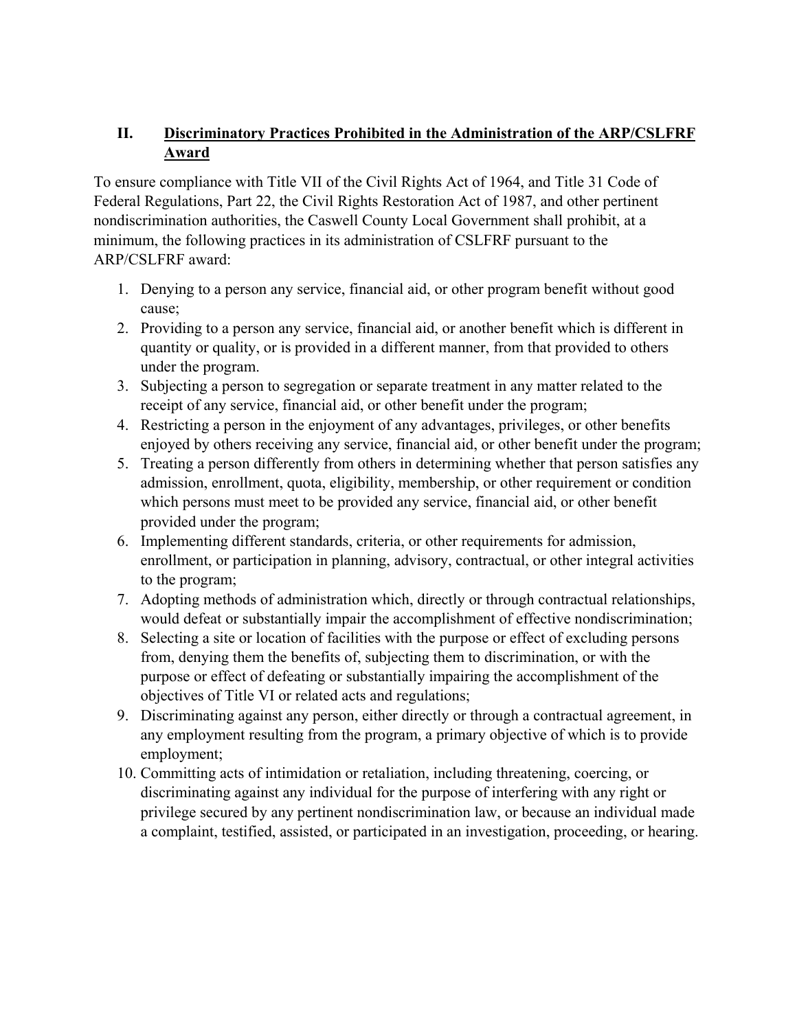## II. <u>Discriminatory Practices Prohibited in the Administration of the ARP/CSLFRF Award</u>

To ensure compliance with Title VII of the Civil Rights Act of 1964, and Title 31 Code of Federal Regulations, Part 22, the Civil Rights Restoration Act of 1987, and other pertinent nondiscrimination authorities, the Caswell County Local Government shall prohibit, at a minimum, the following practices in its administration of CSLFRF pursuant to the ARP/CSLFRF award:

1. Denying to a person any service, financial aid, or other program benefit without good cause;
2. Providing to a person any service, financial aid, or another benefit which is different in quantity or quality, or is provided in a different manner, from that provided to others under the program.
3. Subjecting a person to segregation or separate treatment in any matter related to the receipt of any service, financial aid, or other benefit under the program;
4. Restricting a person in the enjoyment of any advantages, privileges, or other benefits enjoyed by others receiving any service, financial aid, or other benefit under the program;
5. Treating a person differently from others in determining whether that person satisfies any admission, enrollment, quota, eligibility, membership, or other requirement or condition which persons must meet to be provided any service, financial aid, or other benefit provided under the program;
6. Implementing different standards, criteria, or other requirements for admission, enrollment, or participation in planning, advisory, contractual, or other integral activities to the program;
7. Adopting methods of administration which, directly or through contractual relationships, would defeat or substantially impair the accomplishment of effective nondiscrimination;
8. Selecting a site or location of facilities with the purpose or effect of excluding persons from, denying them the benefits of, subjecting them to discrimination, or with the purpose or effect of defeating or substantially impairing the accomplishment of the objectives of Title VI or related acts and regulations;
9. Discriminating against any person, either directly or through a contractual agreement, in any employment resulting from the program, a primary objective of which is to provide employment;
10. Committing acts of intimidation or retaliation, including threatening, coercing, or discriminating against any individual for the purpose of interfering with any right or privilege secured by any pertinent nondiscrimination law, or because an individual made a complaint, testified, assisted, or participated in an investigation, proceeding, or hearing.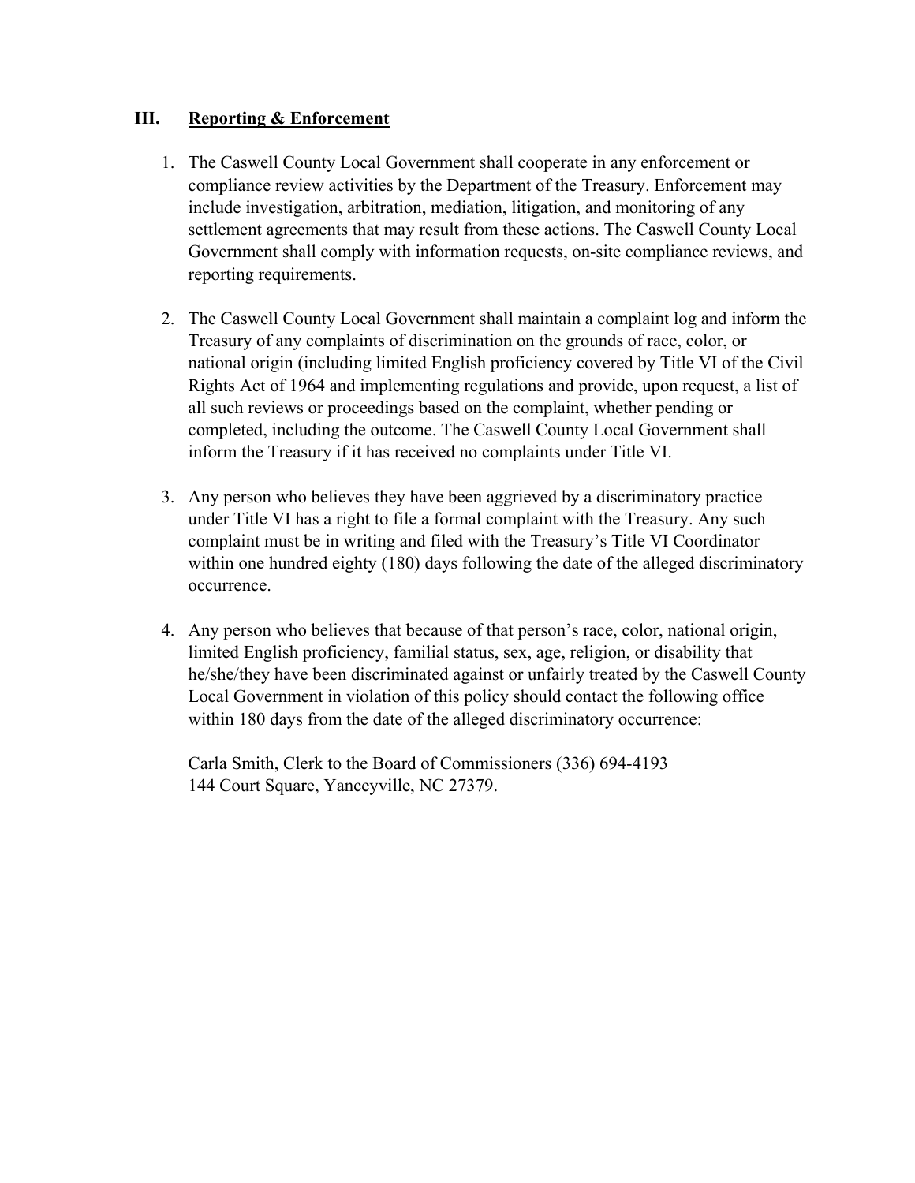## III. Reporting & Enforcement

1. The Caswell County Local Government shall cooperate in any enforcement or compliance review activities by the Department of the Treasury. Enforcement may include investigation, arbitration, mediation, litigation, and monitoring of any settlement agreements that may result from these actions. The Caswell County Local Government shall comply with information requests, on-site compliance reviews, and reporting requirements.

2. The Caswell County Local Government shall maintain a complaint log and inform the Treasury of any complaints of discrimination on the grounds of race, color, or national origin (including limited English proficiency covered by Title VI of the Civil Rights Act of 1964 and implementing regulations and provide, upon request, a list of all such reviews or proceedings based on the complaint, whether pending or completed, including the outcome. The Caswell County Local Government shall inform the Treasury if it has received no complaints under Title VI.

3. Any person who believes they have been aggrieved by a discriminatory practice under Title VI has a right to file a formal complaint with the Treasury. Any such complaint must be in writing and filed with the Treasury's Title VI Coordinator within one hundred eighty (180) days following the date of the alleged discriminatory occurrence.

4. Any person who believes that because of that person's race, color, national origin, limited English proficiency, familial status, sex, age, religion, or disability that he/she/they have been discriminated against or unfairly treated by the Caswell County Local Government in violation of this policy should contact the following office within 180 days from the date of the alleged discriminatory occurrence:

   Carla Smith, Clerk to the Board of Commissioners (336) 694-4193
   144 Court Square, Yanceyville, NC 27379.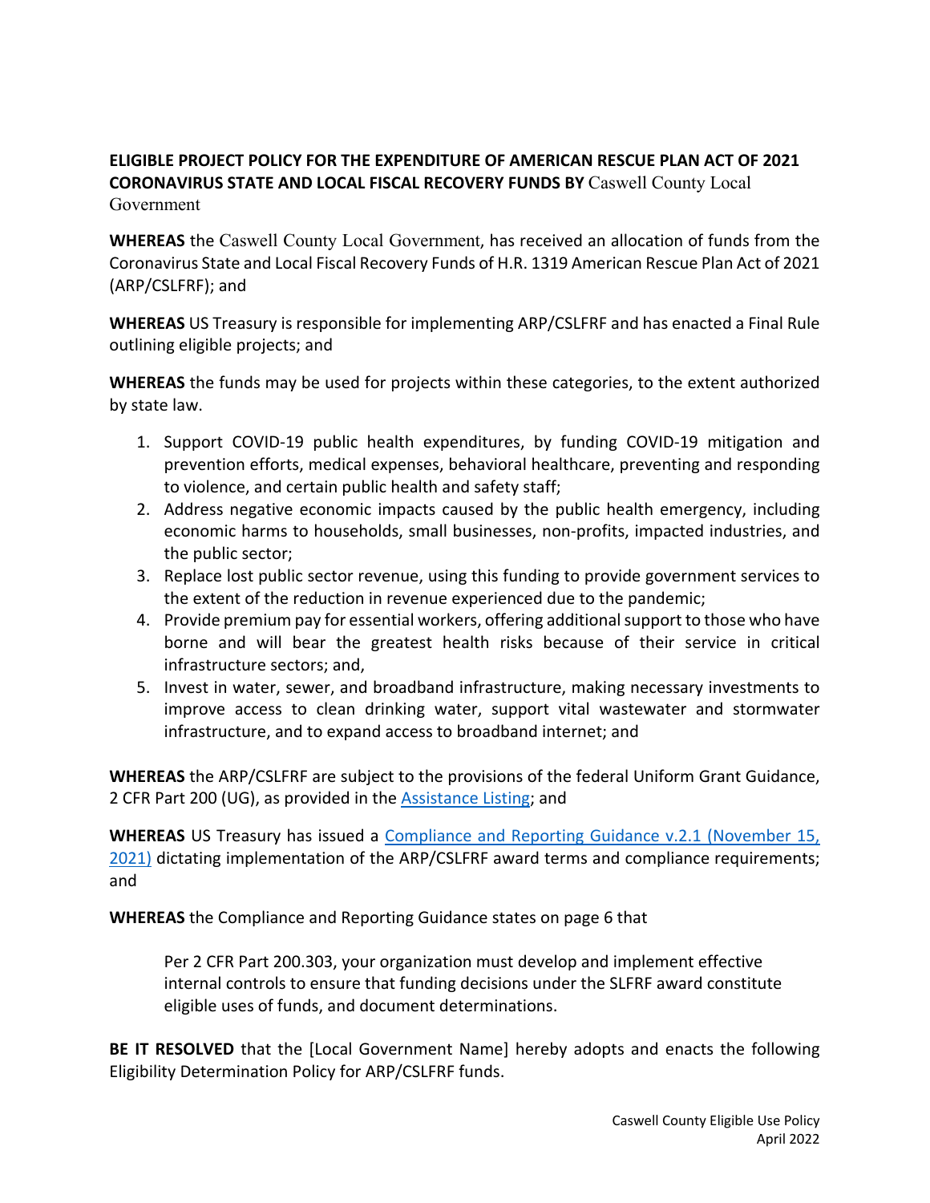**ELIGIBLE PROJECT POLICY FOR THE EXPENDITURE OF AMERICAN RESCUE PLAN ACT OF 2021 CORONAVIRUS STATE AND LOCAL FISCAL RECOVERY FUNDS BY** Caswell County Local Government

**WHEREAS** the Caswell County Local Government, has received an allocation of funds from the Coronavirus State and Local Fiscal Recovery Funds of H.R. 1319 American Rescue Plan Act of 2021 (ARP/CSLFRF); and

**WHEREAS** US Treasury is responsible for implementing ARP/CSLFRF and has enacted a Final Rule outlining eligible projects; and

**WHEREAS** the funds may be used for projects within these categories, to the extent authorized by state law.

1. Support COVID-19 public health expenditures, by funding COVID-19 mitigation and prevention efforts, medical expenses, behavioral healthcare, preventing and responding to violence, and certain public health and safety staff;
2. Address negative economic impacts caused by the public health emergency, including economic harms to households, small businesses, non-profits, impacted industries, and the public sector;
3. Replace lost public sector revenue, using this funding to provide government services to the extent of the reduction in revenue experienced due to the pandemic;
4. Provide premium pay for essential workers, offering additional support to those who have borne and will bear the greatest health risks because of their service in critical infrastructure sectors; and,
5. Invest in water, sewer, and broadband infrastructure, making necessary investments to improve access to clean drinking water, support vital wastewater and stormwater infrastructure, and to expand access to broadband internet; and

**WHEREAS** the ARP/CSLFRF are subject to the provisions of the federal Uniform Grant Guidance, 2 CFR Part 200 (UG), as provided in the Assistance Listing; and

**WHEREAS** US Treasury has issued a Compliance and Reporting Guidance v.2.1 (November 15, 2021) dictating implementation of the ARP/CSLFRF award terms and compliance requirements; and

**WHEREAS** the Compliance and Reporting Guidance states on page 6 that

> Per 2 CFR Part 200.303, your organization must develop and implement effective internal controls to ensure that funding decisions under the SLFRF award constitute eligible uses of funds, and document determinations.

**BE IT RESOLVED** that the [Local Government Name] hereby adopts and enacts the following Eligibility Determination Policy for ARP/CSLFRF funds.

Caswell County Eligible Use Policy
April 2022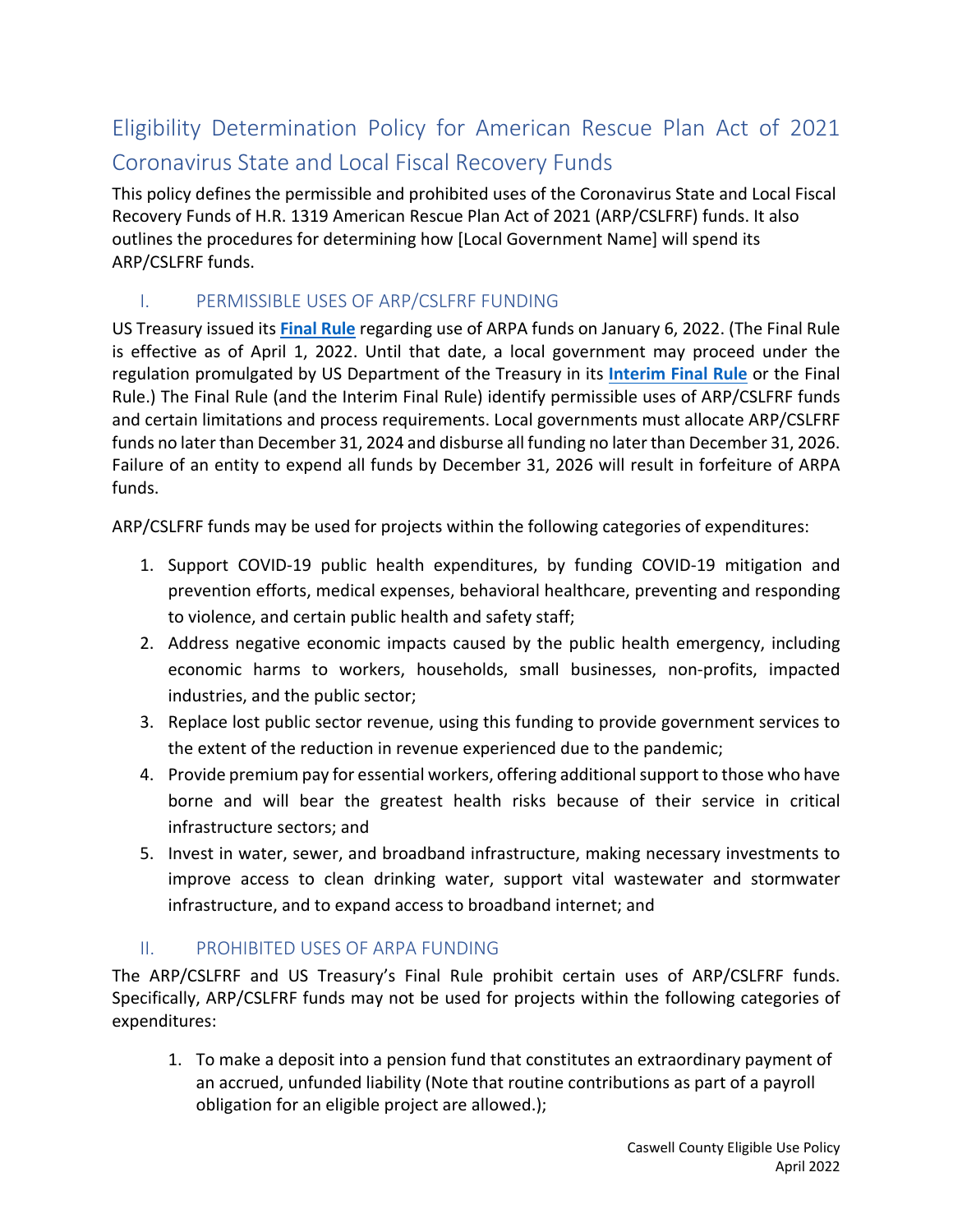# Eligibility Determination Policy for American Rescue Plan Act of 2021 Coronavirus State and Local Fiscal Recovery Funds

This policy defines the permissible and prohibited uses of the Coronavirus State and Local Fiscal Recovery Funds of H.R. 1319 American Rescue Plan Act of 2021 (ARP/CSLFRF) funds. It also outlines the procedures for determining how [Local Government Name] will spend its ARP/CSLFRF funds.

## I. PERMISSIBLE USES OF ARP/CSLFRF FUNDING

US Treasury issued its **Final Rule** regarding use of ARPA funds on January 6, 2022. (The Final Rule is effective as of April 1, 2022. Until that date, a local government may proceed under the regulation promulgated by US Department of the Treasury in its **Interim Final Rule** or the Final Rule.) The Final Rule (and the Interim Final Rule) identify permissible uses of ARP/CSLFRF funds and certain limitations and process requirements. Local governments must allocate ARP/CSLFRF funds no later than December 31, 2024 and disburse all funding no later than December 31, 2026. Failure of an entity to expend all funds by December 31, 2026 will result in forfeiture of ARPA funds.

ARP/CSLFRF funds may be used for projects within the following categories of expenditures:

1. Support COVID-19 public health expenditures, by funding COVID-19 mitigation and prevention efforts, medical expenses, behavioral healthcare, preventing and responding to violence, and certain public health and safety staff;
2. Address negative economic impacts caused by the public health emergency, including economic harms to workers, households, small businesses, non-profits, impacted industries, and the public sector;
3. Replace lost public sector revenue, using this funding to provide government services to the extent of the reduction in revenue experienced due to the pandemic;
4. Provide premium pay for essential workers, offering additional support to those who have borne and will bear the greatest health risks because of their service in critical infrastructure sectors; and
5. Invest in water, sewer, and broadband infrastructure, making necessary investments to improve access to clean drinking water, support vital wastewater and stormwater infrastructure, and to expand access to broadband internet; and

## II. PROHIBITED USES OF ARPA FUNDING

The ARP/CSLFRF and US Treasury's Final Rule prohibit certain uses of ARP/CSLFRF funds. Specifically, ARP/CSLFRF funds may not be used for projects within the following categories of expenditures:

1. To make a deposit into a pension fund that constitutes an extraordinary payment of an accrued, unfunded liability (Note that routine contributions as part of a payroll obligation for an eligible project are allowed.);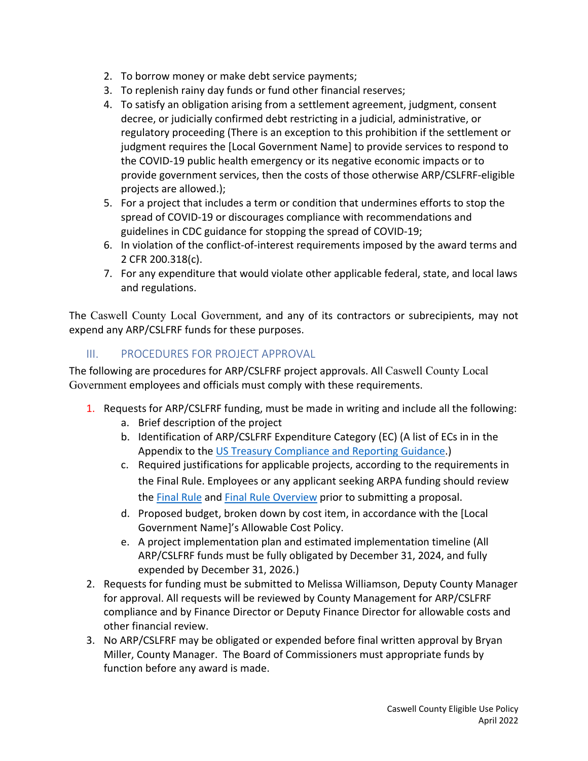2. To borrow money or make debt service payments;
3. To replenish rainy day funds or fund other financial reserves;
4. To satisfy an obligation arising from a settlement agreement, judgment, consent decree, or judicially confirmed debt restricting in a judicial, administrative, or regulatory proceeding (There is an exception to this prohibition if the settlement or judgment requires the [Local Government Name] to provide services to respond to the COVID-19 public health emergency or its negative economic impacts or to provide government services, then the costs of those otherwise ARP/CSLFRF-eligible projects are allowed.);
5. For a project that includes a term or condition that undermines efforts to stop the spread of COVID-19 or discourages compliance with recommendations and guidelines in CDC guidance for stopping the spread of COVID-19;
6. In violation of the conflict-of-interest requirements imposed by the award terms and 2 CFR 200.318(c).
7. For any expenditure that would violate other applicable federal, state, and local laws and regulations.

The Caswell County Local Government, and any of its contractors or subrecipients, may not expend any ARP/CSLFRF funds for these purposes.

## III. PROCEDURES FOR PROJECT APPROVAL

The following are procedures for ARP/CSLFRF project approvals. All Caswell County Local Government employees and officials must comply with these requirements.

1. Requests for ARP/CSLFRF funding, must be made in writing and include all the following:
   a. Brief description of the project
   b. Identification of ARP/CSLFRF Expenditure Category (EC) (A list of ECs in in the Appendix to the US Treasury Compliance and Reporting Guidance.)
   c. Required justifications for applicable projects, according to the requirements in the Final Rule. Employees or any applicant seeking ARPA funding should review the Final Rule and Final Rule Overview prior to submitting a proposal.
   d. Proposed budget, broken down by cost item, in accordance with the [Local Government Name]'s Allowable Cost Policy.
   e. A project implementation plan and estimated implementation timeline (All ARP/CSLFRF funds must be fully obligated by December 31, 2024, and fully expended by December 31, 2026.)
2. Requests for funding must be submitted to Melissa Williamson, Deputy County Manager for approval. All requests will be reviewed by County Management for ARP/CSLFRF compliance and by Finance Director or Deputy Finance Director for allowable costs and other financial review.
3. No ARP/CSLFRF may be obligated or expended before final written approval by Bryan Miller, County Manager. The Board of Commissioners must appropriate funds by function before any award is made.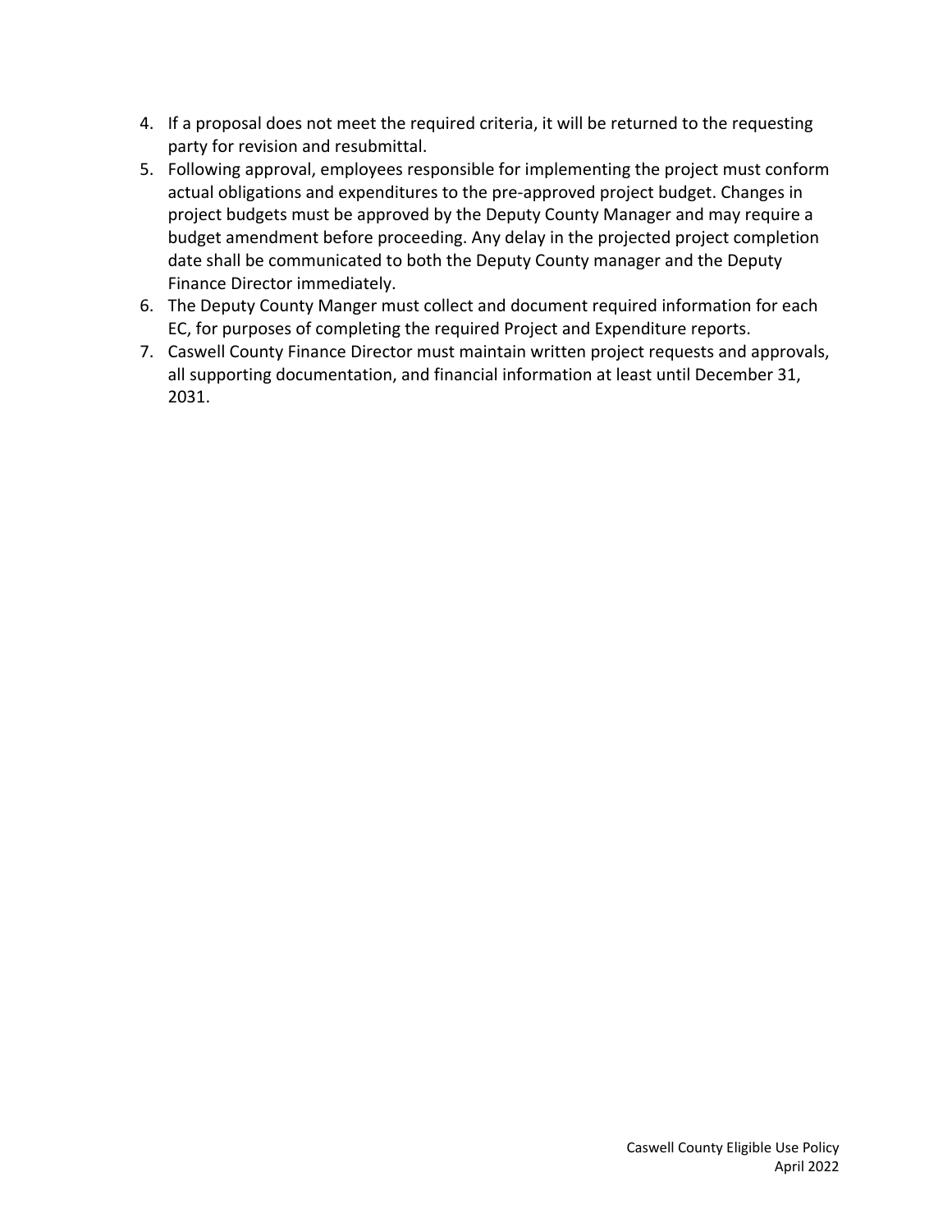4. If a proposal does not meet the required criteria, it will be returned to the requesting party for revision and resubmittal.
5. Following approval, employees responsible for implementing the project must conform actual obligations and expenditures to the pre-approved project budget. Changes in project budgets must be approved by the Deputy County Manager and may require a budget amendment before proceeding. Any delay in the projected project completion date shall be communicated to both the Deputy County manager and the Deputy Finance Director immediately.
6. The Deputy County Manger must collect and document required information for each EC, for purposes of completing the required Project and Expenditure reports.
7. Caswell County Finance Director must maintain written project requests and approvals, all supporting documentation, and financial information at least until December 31, 2031.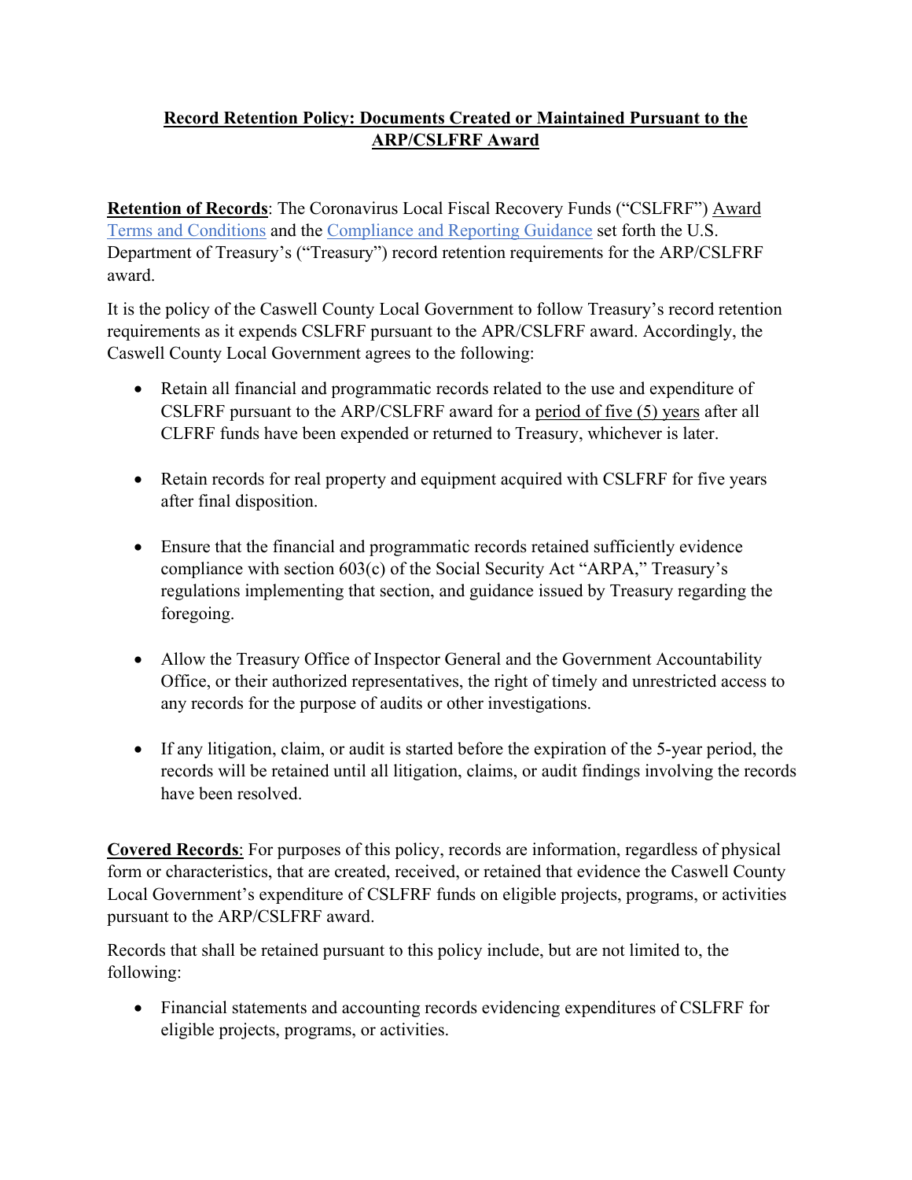**Record Retention Policy: Documents Created or Maintained Pursuant to the ARP/CSLFRF Award**

**Retention of Records**: The Coronavirus Local Fiscal Recovery Funds ("CSLFRF") Award Terms and Conditions and the Compliance and Reporting Guidance set forth the U.S. Department of Treasury's ("Treasury") record retention requirements for the ARP/CSLFRF award.

It is the policy of the Caswell County Local Government to follow Treasury's record retention requirements as it expends CSLFRF pursuant to the APR/CSLFRF award. Accordingly, the Caswell County Local Government agrees to the following:

- Retain all financial and programmatic records related to the use and expenditure of CSLFRF pursuant to the ARP/CSLFRF award for a period of five (5) years after all CLFRF funds have been expended or returned to Treasury, whichever is later.

- Retain records for real property and equipment acquired with CSLFRF for five years after final disposition.

- Ensure that the financial and programmatic records retained sufficiently evidence compliance with section 603(c) of the Social Security Act "ARPA," Treasury's regulations implementing that section, and guidance issued by Treasury regarding the foregoing.

- Allow the Treasury Office of Inspector General and the Government Accountability Office, or their authorized representatives, the right of timely and unrestricted access to any records for the purpose of audits or other investigations.

- If any litigation, claim, or audit is started before the expiration of the 5-year period, the records will be retained until all litigation, claims, or audit findings involving the records have been resolved.

**Covered Records**: For purposes of this policy, records are information, regardless of physical form or characteristics, that are created, received, or retained that evidence the Caswell County Local Government's expenditure of CSLFRF funds on eligible projects, programs, or activities pursuant to the ARP/CSLFRF award.

Records that shall be retained pursuant to this policy include, but are not limited to, the following:

- Financial statements and accounting records evidencing expenditures of CSLFRF for eligible projects, programs, or activities.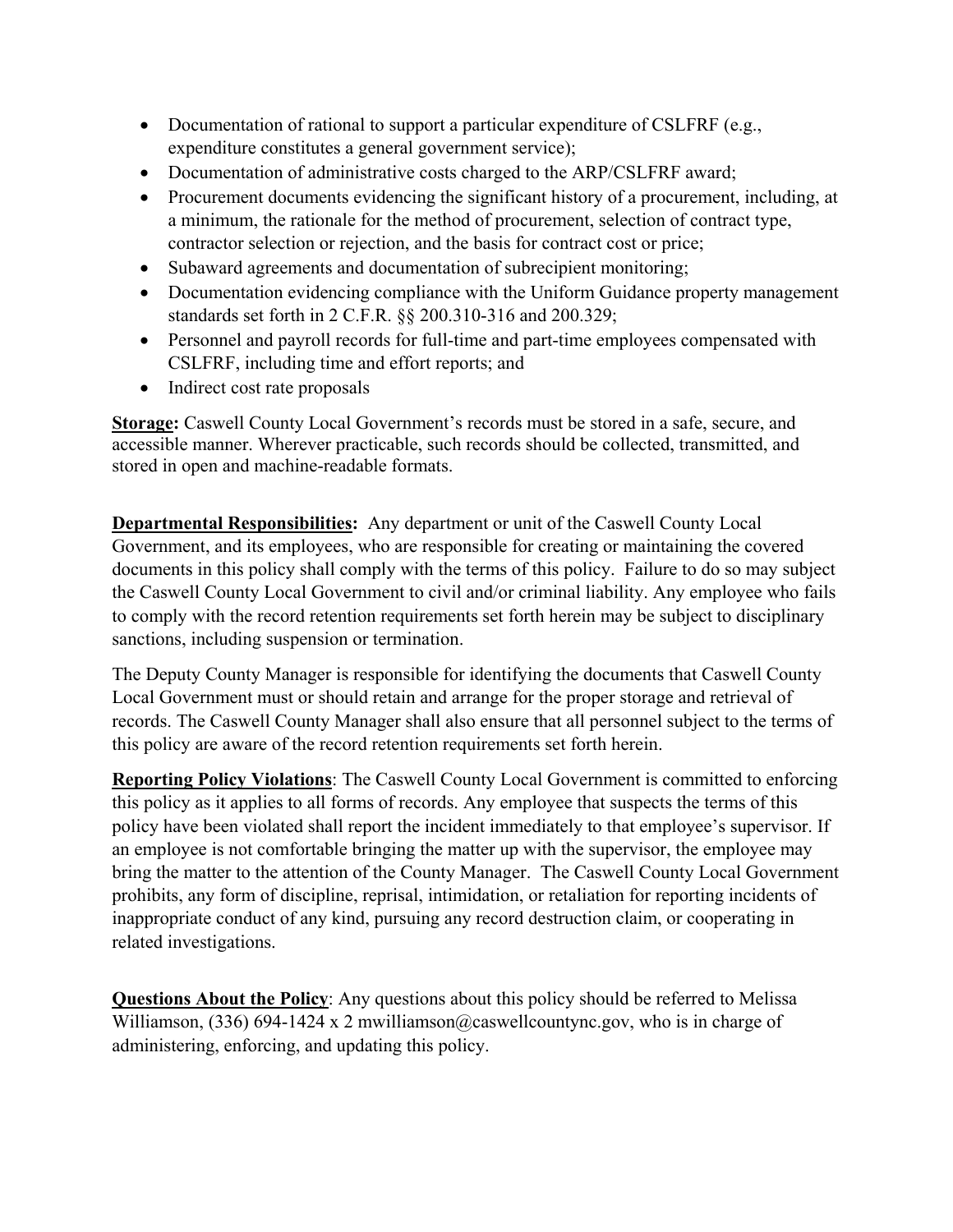- Documentation of rational to support a particular expenditure of CSLFRF (e.g., expenditure constitutes a general government service);
- Documentation of administrative costs charged to the ARP/CSLFRF award;
- Procurement documents evidencing the significant history of a procurement, including, at a minimum, the rationale for the method of procurement, selection of contract type, contractor selection or rejection, and the basis for contract cost or price;
- Subaward agreements and documentation of subrecipient monitoring;
- Documentation evidencing compliance with the Uniform Guidance property management standards set forth in 2 C.F.R. §§ 200.310-316 and 200.329;
- Personnel and payroll records for full-time and part-time employees compensated with CSLFRF, including time and effort reports; and
- Indirect cost rate proposals

**Storage:** Caswell County Local Government's records must be stored in a safe, secure, and accessible manner. Wherever practicable, such records should be collected, transmitted, and stored in open and machine-readable formats.

**Departmental Responsibilities:** Any department or unit of the Caswell County Local Government, and its employees, who are responsible for creating or maintaining the covered documents in this policy shall comply with the terms of this policy. Failure to do so may subject the Caswell County Local Government to civil and/or criminal liability. Any employee who fails to comply with the record retention requirements set forth herein may be subject to disciplinary sanctions, including suspension or termination.

The Deputy County Manager is responsible for identifying the documents that Caswell County Local Government must or should retain and arrange for the proper storage and retrieval of records. The Caswell County Manager shall also ensure that all personnel subject to the terms of this policy are aware of the record retention requirements set forth herein.

**Reporting Policy Violations**: The Caswell County Local Government is committed to enforcing this policy as it applies to all forms of records. Any employee that suspects the terms of this policy have been violated shall report the incident immediately to that employee's supervisor. If an employee is not comfortable bringing the matter up with the supervisor, the employee may bring the matter to the attention of the County Manager. The Caswell County Local Government prohibits, any form of discipline, reprisal, intimidation, or retaliation for reporting incidents of inappropriate conduct of any kind, pursuing any record destruction claim, or cooperating in related investigations.

**Questions About the Policy**: Any questions about this policy should be referred to Melissa Williamson, (336) 694-1424 x 2 mwilliamson@caswellcountync.gov, who is in charge of administering, enforcing, and updating this policy.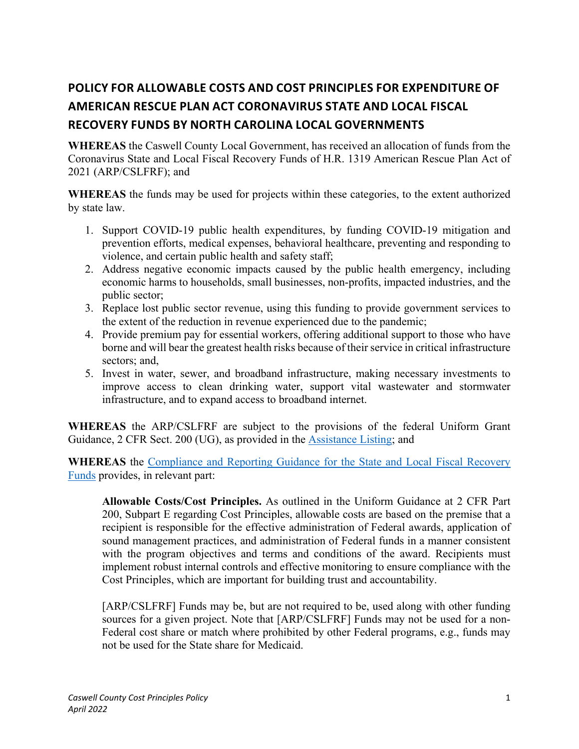## POLICY FOR ALLOWABLE COSTS AND COST PRINCIPLES FOR EXPENDITURE OF AMERICAN RESCUE PLAN ACT CORONAVIRUS STATE AND LOCAL FISCAL RECOVERY FUNDS BY NORTH CAROLINA LOCAL GOVERNMENTS

**WHEREAS** the Caswell County Local Government, has received an allocation of funds from the Coronavirus State and Local Fiscal Recovery Funds of H.R. 1319 American Rescue Plan Act of 2021 (ARP/CSLFRF); and

**WHEREAS** the funds may be used for projects within these categories, to the extent authorized by state law.

1. Support COVID-19 public health expenditures, by funding COVID-19 mitigation and prevention efforts, medical expenses, behavioral healthcare, preventing and responding to violence, and certain public health and safety staff;
2. Address negative economic impacts caused by the public health emergency, including economic harms to households, small businesses, non-profits, impacted industries, and the public sector;
3. Replace lost public sector revenue, using this funding to provide government services to the extent of the reduction in revenue experienced due to the pandemic;
4. Provide premium pay for essential workers, offering additional support to those who have borne and will bear the greatest health risks because of their service in critical infrastructure sectors; and,
5. Invest in water, sewer, and broadband infrastructure, making necessary investments to improve access to clean drinking water, support vital wastewater and stormwater infrastructure, and to expand access to broadband internet.

**WHEREAS** the ARP/CSLFRF are subject to the provisions of the federal Uniform Grant Guidance, 2 CFR Sect. 200 (UG), as provided in the Assistance Listing; and

**WHEREAS** the Compliance and Reporting Guidance for the State and Local Fiscal Recovery Funds provides, in relevant part:

> **Allowable Costs/Cost Principles.** As outlined in the Uniform Guidance at 2 CFR Part 200, Subpart E regarding Cost Principles, allowable costs are based on the premise that a recipient is responsible for the effective administration of Federal awards, application of sound management practices, and administration of Federal funds in a manner consistent with the program objectives and terms and conditions of the award. Recipients must implement robust internal controls and effective monitoring to ensure compliance with the Cost Principles, which are important for building trust and accountability.
>
> [ARP/CSLFRF] Funds may be, but are not required to be, used along with other funding sources for a given project. Note that [ARP/CSLFRF] Funds may not be used for a non-Federal cost share or match where prohibited by other Federal programs, e.g., funds may not be used for the State share for Medicaid.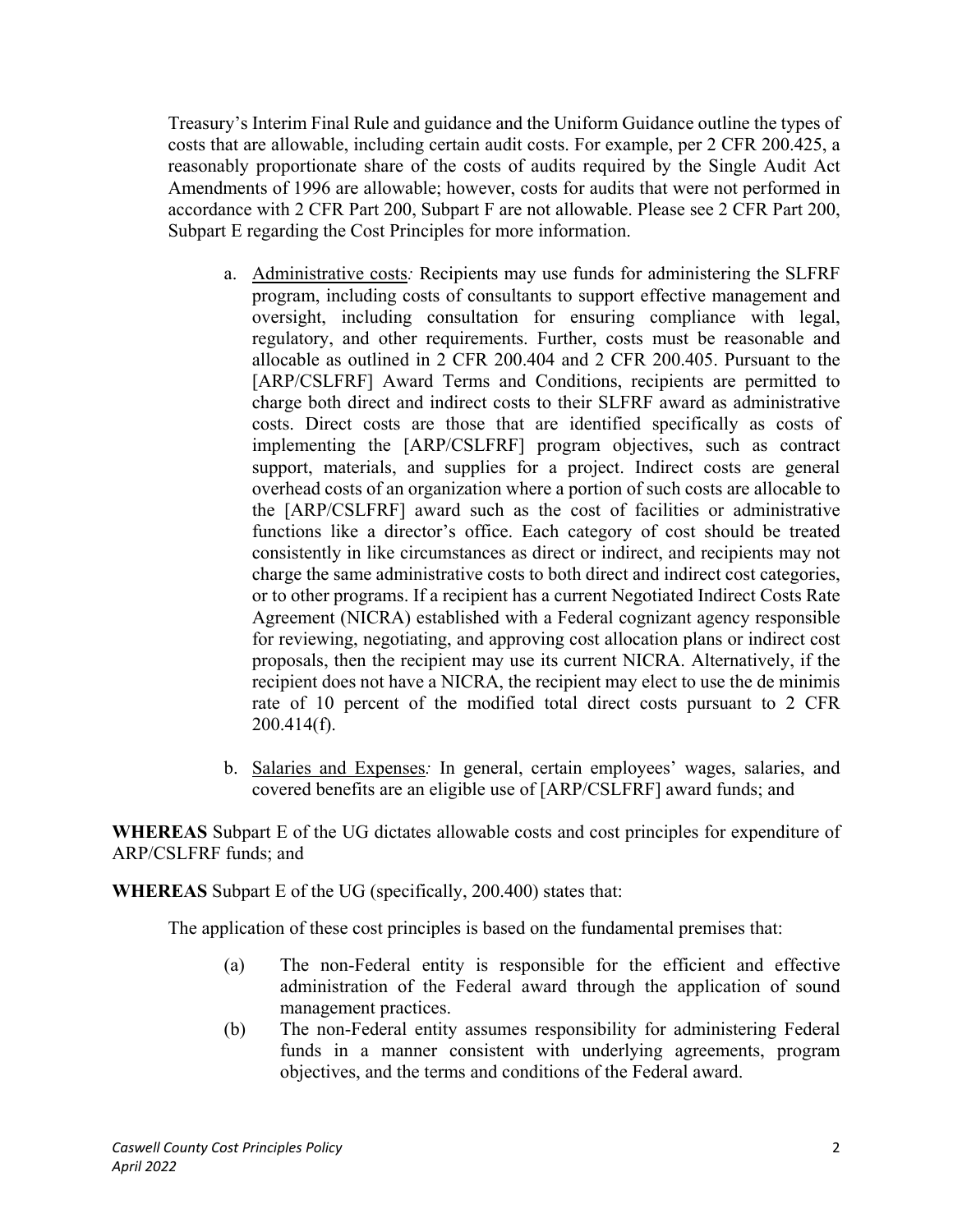Treasury's Interim Final Rule and guidance and the Uniform Guidance outline the types of costs that are allowable, including certain audit costs. For example, per 2 CFR 200.425, a reasonably proportionate share of the costs of audits required by the Single Audit Act Amendments of 1996 are allowable; however, costs for audits that were not performed in accordance with 2 CFR Part 200, Subpart F are not allowable. Please see 2 CFR Part 200, Subpart E regarding the Cost Principles for more information.

a. Administrative costs*:* Recipients may use funds for administering the SLFRF program, including costs of consultants to support effective management and oversight, including consultation for ensuring compliance with legal, regulatory, and other requirements. Further, costs must be reasonable and allocable as outlined in 2 CFR 200.404 and 2 CFR 200.405. Pursuant to the [ARP/CSLFRF] Award Terms and Conditions, recipients are permitted to charge both direct and indirect costs to their SLFRF award as administrative costs. Direct costs are those that are identified specifically as costs of implementing the [ARP/CSLFRF] program objectives, such as contract support, materials, and supplies for a project. Indirect costs are general overhead costs of an organization where a portion of such costs are allocable to the [ARP/CSLFRF] award such as the cost of facilities or administrative functions like a director's office. Each category of cost should be treated consistently in like circumstances as direct or indirect, and recipients may not charge the same administrative costs to both direct and indirect cost categories, or to other programs. If a recipient has a current Negotiated Indirect Costs Rate Agreement (NICRA) established with a Federal cognizant agency responsible for reviewing, negotiating, and approving cost allocation plans or indirect cost proposals, then the recipient may use its current NICRA. Alternatively, if the recipient does not have a NICRA, the recipient may elect to use the de minimis rate of 10 percent of the modified total direct costs pursuant to 2 CFR 200.414(f).

b. Salaries and Expenses*:* In general, certain employees' wages, salaries, and covered benefits are an eligible use of [ARP/CSLFRF] award funds; and

**WHEREAS** Subpart E of the UG dictates allowable costs and cost principles for expenditure of ARP/CSLFRF funds; and

**WHEREAS** Subpart E of the UG (specifically, 200.400) states that:

The application of these cost principles is based on the fundamental premises that:

(a) The non-Federal entity is responsible for the efficient and effective administration of the Federal award through the application of sound management practices.

(b) The non-Federal entity assumes responsibility for administering Federal funds in a manner consistent with underlying agreements, program objectives, and the terms and conditions of the Federal award.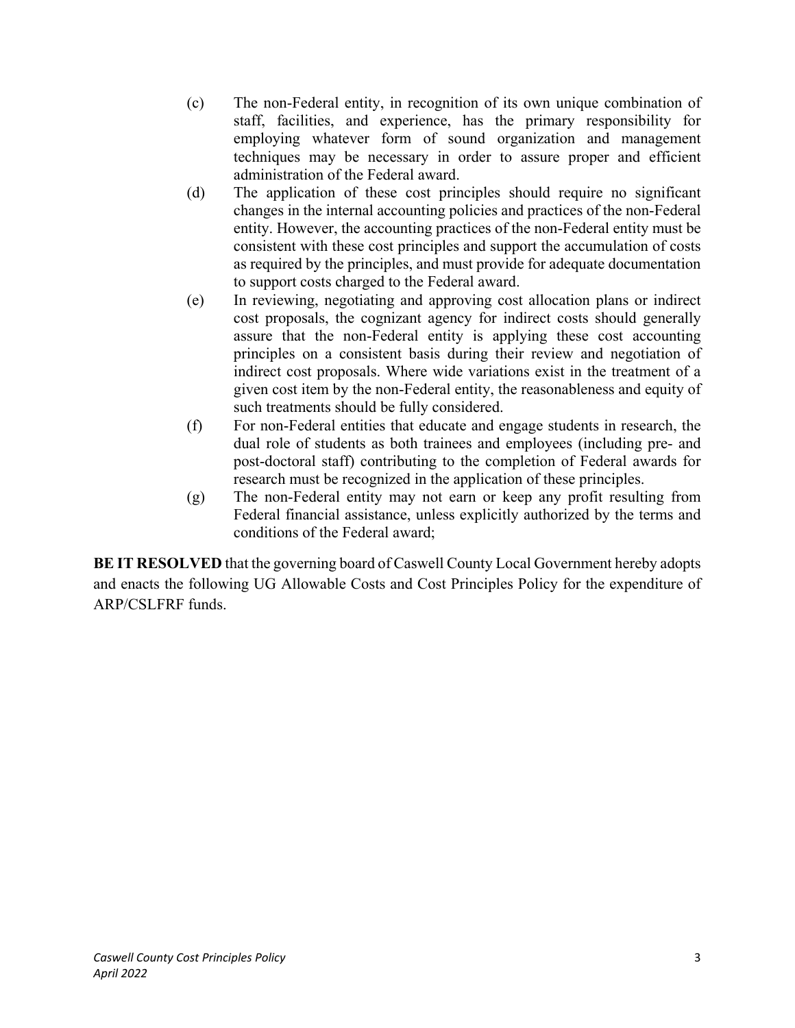(c) The non-Federal entity, in recognition of its own unique combination of staff, facilities, and experience, has the primary responsibility for employing whatever form of sound organization and management techniques may be necessary in order to assure proper and efficient administration of the Federal award.

(d) The application of these cost principles should require no significant changes in the internal accounting policies and practices of the non-Federal entity. However, the accounting practices of the non-Federal entity must be consistent with these cost principles and support the accumulation of costs as required by the principles, and must provide for adequate documentation to support costs charged to the Federal award.

(e) In reviewing, negotiating and approving cost allocation plans or indirect cost proposals, the cognizant agency for indirect costs should generally assure that the non-Federal entity is applying these cost accounting principles on a consistent basis during their review and negotiation of indirect cost proposals. Where wide variations exist in the treatment of a given cost item by the non-Federal entity, the reasonableness and equity of such treatments should be fully considered.

(f) For non-Federal entities that educate and engage students in research, the dual role of students as both trainees and employees (including pre- and post-doctoral staff) contributing to the completion of Federal awards for research must be recognized in the application of these principles.

(g) The non-Federal entity may not earn or keep any profit resulting from Federal financial assistance, unless explicitly authorized by the terms and conditions of the Federal award;

**BE IT RESOLVED** that the governing board of Caswell County Local Government hereby adopts and enacts the following UG Allowable Costs and Cost Principles Policy for the expenditure of ARP/CSLFRF funds.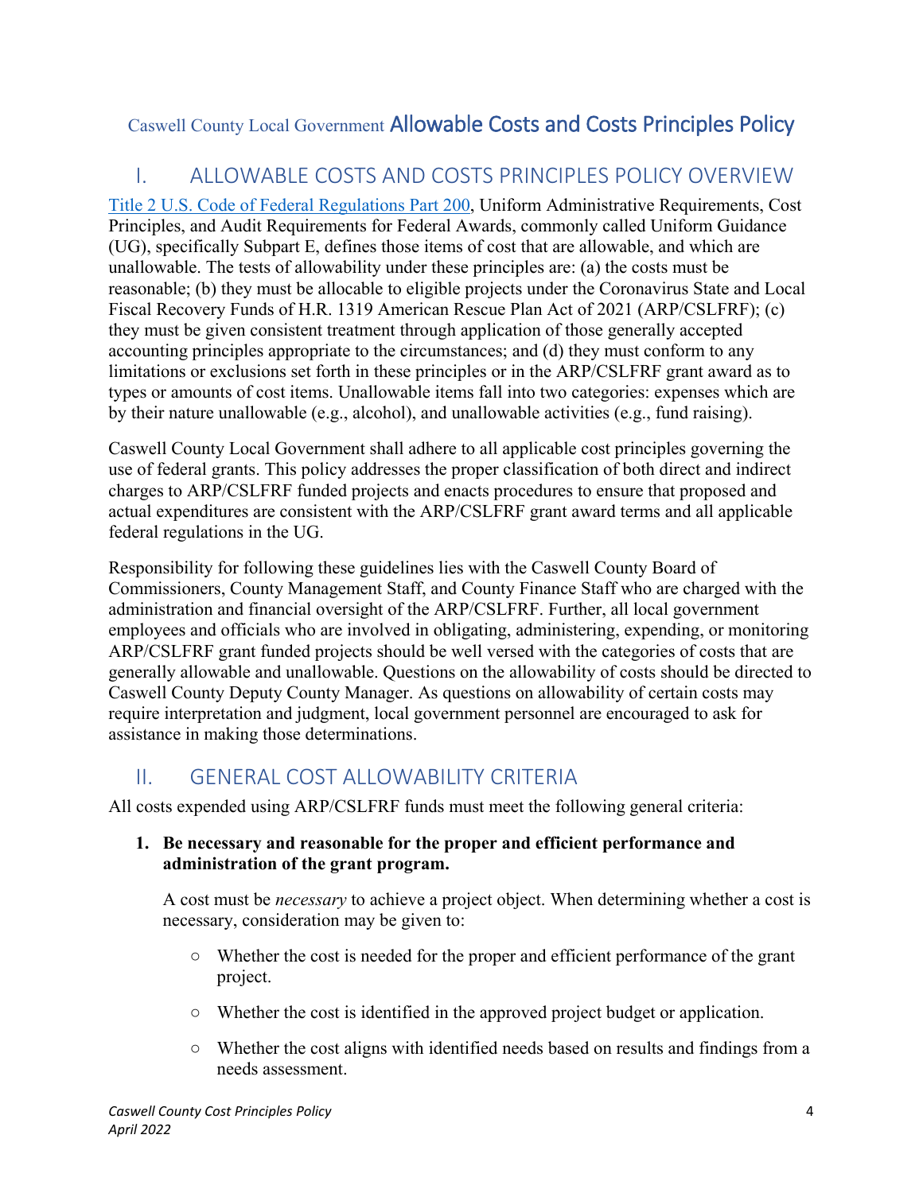# Caswell County Local Government Allowable Costs and Costs Principles Policy

## I. ALLOWABLE COSTS AND COSTS PRINCIPLES POLICY OVERVIEW

Title 2 U.S. Code of Federal Regulations Part 200, Uniform Administrative Requirements, Cost Principles, and Audit Requirements for Federal Awards, commonly called Uniform Guidance (UG), specifically Subpart E, defines those items of cost that are allowable, and which are unallowable. The tests of allowability under these principles are: (a) the costs must be reasonable; (b) they must be allocable to eligible projects under the Coronavirus State and Local Fiscal Recovery Funds of H.R. 1319 American Rescue Plan Act of 2021 (ARP/CSLFRF); (c) they must be given consistent treatment through application of those generally accepted accounting principles appropriate to the circumstances; and (d) they must conform to any limitations or exclusions set forth in these principles or in the ARP/CSLFRF grant award as to types or amounts of cost items. Unallowable items fall into two categories: expenses which are by their nature unallowable (e.g., alcohol), and unallowable activities (e.g., fund raising).

Caswell County Local Government shall adhere to all applicable cost principles governing the use of federal grants. This policy addresses the proper classification of both direct and indirect charges to ARP/CSLFRF funded projects and enacts procedures to ensure that proposed and actual expenditures are consistent with the ARP/CSLFRF grant award terms and all applicable federal regulations in the UG.

Responsibility for following these guidelines lies with the Caswell County Board of Commissioners, County Management Staff, and County Finance Staff who are charged with the administration and financial oversight of the ARP/CSLFRF. Further, all local government employees and officials who are involved in obligating, administering, expending, or monitoring ARP/CSLFRF grant funded projects should be well versed with the categories of costs that are generally allowable and unallowable. Questions on the allowability of costs should be directed to Caswell County Deputy County Manager. As questions on allowability of certain costs may require interpretation and judgment, local government personnel are encouraged to ask for assistance in making those determinations.

## II. GENERAL COST ALLOWABILITY CRITERIA

All costs expended using ARP/CSLFRF funds must meet the following general criteria:

1. **Be necessary and reasonable for the proper and efficient performance and administration of the grant program.**

   A cost must be *necessary* to achieve a project object. When determining whether a cost is necessary, consideration may be given to:

   - Whether the cost is needed for the proper and efficient performance of the grant project.
   - Whether the cost is identified in the approved project budget or application.
   - Whether the cost aligns with identified needs based on results and findings from a needs assessment.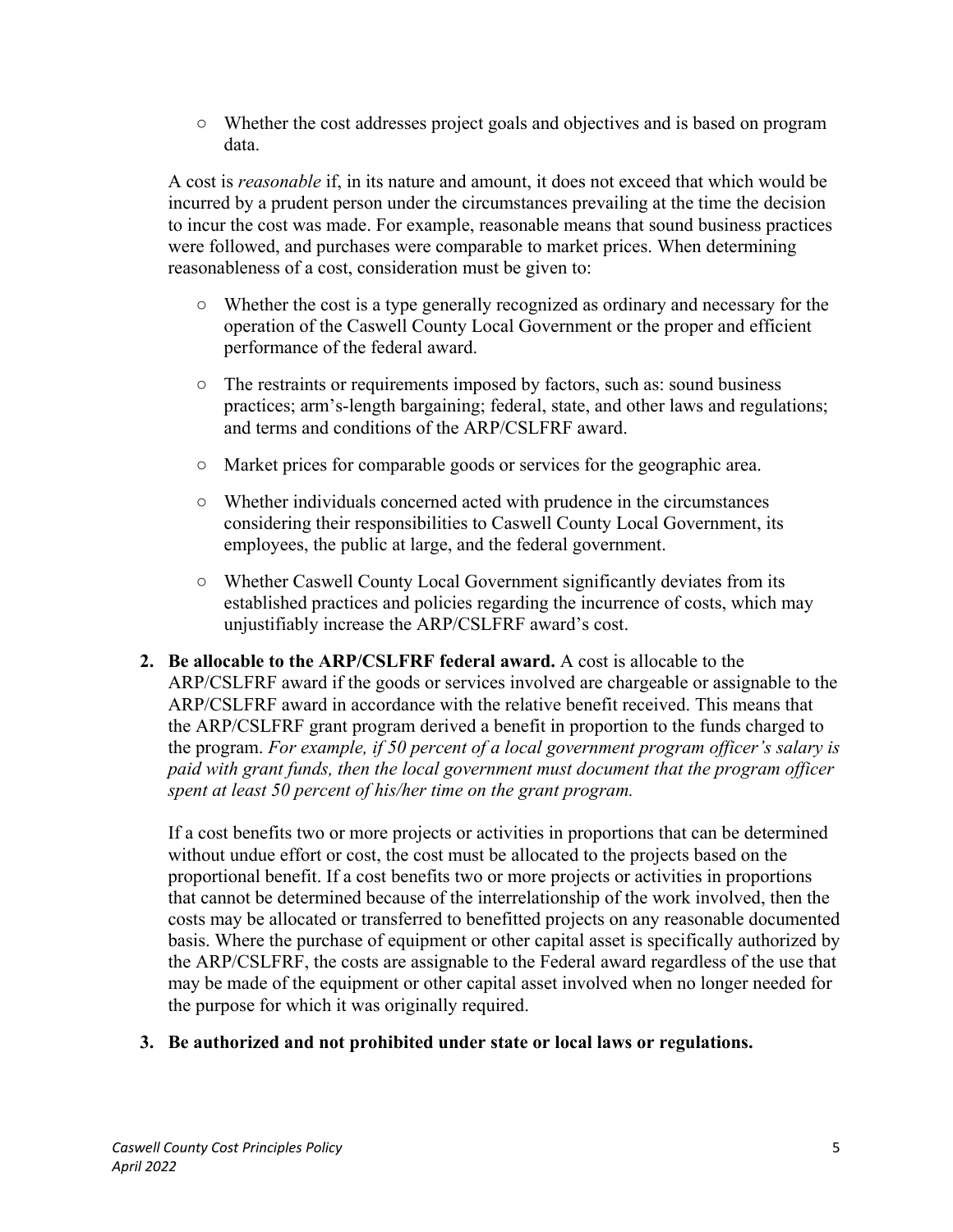- Whether the cost addresses project goals and objectives and is based on program data.

A cost is *reasonable* if, in its nature and amount, it does not exceed that which would be incurred by a prudent person under the circumstances prevailing at the time the decision to incur the cost was made. For example, reasonable means that sound business practices were followed, and purchases were comparable to market prices. When determining reasonableness of a cost, consideration must be given to:

- Whether the cost is a type generally recognized as ordinary and necessary for the operation of the Caswell County Local Government or the proper and efficient performance of the federal award.
- The restraints or requirements imposed by factors, such as: sound business practices; arm's-length bargaining; federal, state, and other laws and regulations; and terms and conditions of the ARP/CSLFRF award.
- Market prices for comparable goods or services for the geographic area.
- Whether individuals concerned acted with prudence in the circumstances considering their responsibilities to Caswell County Local Government, its employees, the public at large, and the federal government.
- Whether Caswell County Local Government significantly deviates from its established practices and policies regarding the incurrence of costs, which may unjustifiably increase the ARP/CSLFRF award's cost.

2. **Be allocable to the ARP/CSLFRF federal award.** A cost is allocable to the ARP/CSLFRF award if the goods or services involved are chargeable or assignable to the ARP/CSLFRF award in accordance with the relative benefit received. This means that the ARP/CSLFRF grant program derived a benefit in proportion to the funds charged to the program. *For example, if 50 percent of a local government program officer's salary is paid with grant funds, then the local government must document that the program officer spent at least 50 percent of his/her time on the grant program.*

   If a cost benefits two or more projects or activities in proportions that can be determined without undue effort or cost, the cost must be allocated to the projects based on the proportional benefit. If a cost benefits two or more projects or activities in proportions that cannot be determined because of the interrelationship of the work involved, then the costs may be allocated or transferred to benefitted projects on any reasonable documented basis. Where the purchase of equipment or other capital asset is specifically authorized by the ARP/CSLFRF, the costs are assignable to the Federal award regardless of the use that may be made of the equipment or other capital asset involved when no longer needed for the purpose for which it was originally required.

3. **Be authorized and not prohibited under state or local laws or regulations.**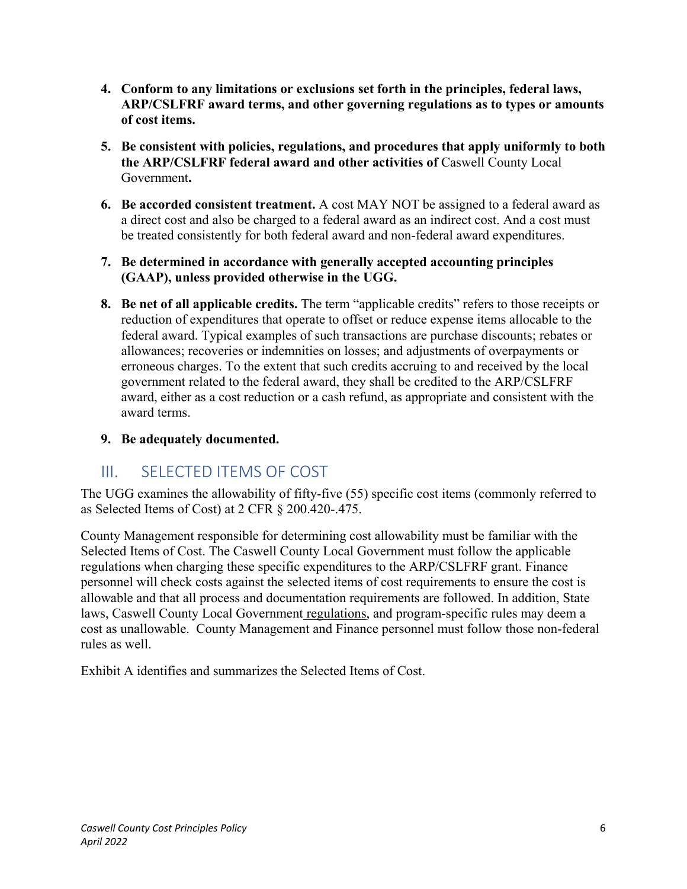4. **Conform to any limitations or exclusions set forth in the principles, federal laws, ARP/CSLFRF award terms, and other governing regulations as to types or amounts of cost items.**

5. **Be consistent with policies, regulations, and procedures that apply uniformly to both the ARP/CSLFRF federal award and other activities of** Caswell County Local Government**.**

6. **Be accorded consistent treatment.** A cost MAY NOT be assigned to a federal award as a direct cost and also be charged to a federal award as an indirect cost. And a cost must be treated consistently for both federal award and non-federal award expenditures.

7. **Be determined in accordance with generally accepted accounting principles (GAAP), unless provided otherwise in the UGG.**

8. **Be net of all applicable credits.** The term "applicable credits" refers to those receipts or reduction of expenditures that operate to offset or reduce expense items allocable to the federal award. Typical examples of such transactions are purchase discounts; rebates or allowances; recoveries or indemnities on losses; and adjustments of overpayments or erroneous charges. To the extent that such credits accruing to and received by the local government related to the federal award, they shall be credited to the ARP/CSLFRF award, either as a cost reduction or a cash refund, as appropriate and consistent with the award terms.

9. **Be adequately documented.**

## III. SELECTED ITEMS OF COST

The UGG examines the allowability of fifty-five (55) specific cost items (commonly referred to as Selected Items of Cost) at 2 CFR § 200.420-.475.

County Management responsible for determining cost allowability must be familiar with the Selected Items of Cost. The Caswell County Local Government must follow the applicable regulations when charging these specific expenditures to the ARP/CSLFRF grant. Finance personnel will check costs against the selected items of cost requirements to ensure the cost is allowable and that all process and documentation requirements are followed. In addition, State laws, Caswell County Local Government regulations, and program-specific rules may deem a cost as unallowable. County Management and Finance personnel must follow those non-federal rules as well.

Exhibit A identifies and summarizes the Selected Items of Cost.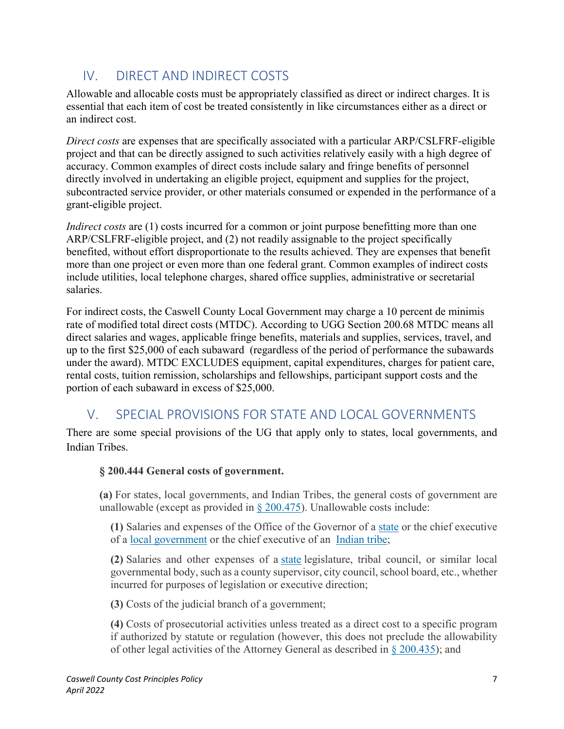## IV. DIRECT AND INDIRECT COSTS

Allowable and allocable costs must be appropriately classified as direct or indirect charges. It is essential that each item of cost be treated consistently in like circumstances either as a direct or an indirect cost.

*Direct costs* are expenses that are specifically associated with a particular ARP/CSLFRF-eligible project and that can be directly assigned to such activities relatively easily with a high degree of accuracy. Common examples of direct costs include salary and fringe benefits of personnel directly involved in undertaking an eligible project, equipment and supplies for the project, subcontracted service provider, or other materials consumed or expended in the performance of a grant-eligible project.

*Indirect costs* are (1) costs incurred for a common or joint purpose benefitting more than one ARP/CSLFRF-eligible project, and (2) not readily assignable to the project specifically benefited, without effort disproportionate to the results achieved. They are expenses that benefit more than one project or even more than one federal grant. Common examples of indirect costs include utilities, local telephone charges, shared office supplies, administrative or secretarial salaries.

For indirect costs, the Caswell County Local Government may charge a 10 percent de minimis rate of modified total direct costs (MTDC). According to UGG Section 200.68 MTDC means all direct salaries and wages, applicable fringe benefits, materials and supplies, services, travel, and up to the first $25,000 of each subaward (regardless of the period of performance the subawards under the award). MTDC EXCLUDES equipment, capital expenditures, charges for patient care, rental costs, tuition remission, scholarships and fellowships, participant support costs and the portion of each subaward in excess of $25,000.

## V. SPECIAL PROVISIONS FOR STATE AND LOCAL GOVERNMENTS

There are some special provisions of the UG that apply only to states, local governments, and Indian Tribes.

**§ 200.444 General costs of government.**

**(a)** For states, local governments, and Indian Tribes, the general costs of government are unallowable (except as provided in § 200.475). Unallowable costs include:

**(1)** Salaries and expenses of the Office of the Governor of a state or the chief executive of a local government or the chief executive of an Indian tribe;

**(2)** Salaries and other expenses of a state legislature, tribal council, or similar local governmental body, such as a county supervisor, city council, school board, etc., whether incurred for purposes of legislation or executive direction;

**(3)** Costs of the judicial branch of a government;

**(4)** Costs of prosecutorial activities unless treated as a direct cost to a specific program if authorized by statute or regulation (however, this does not preclude the allowability of other legal activities of the Attorney General as described in § 200.435); and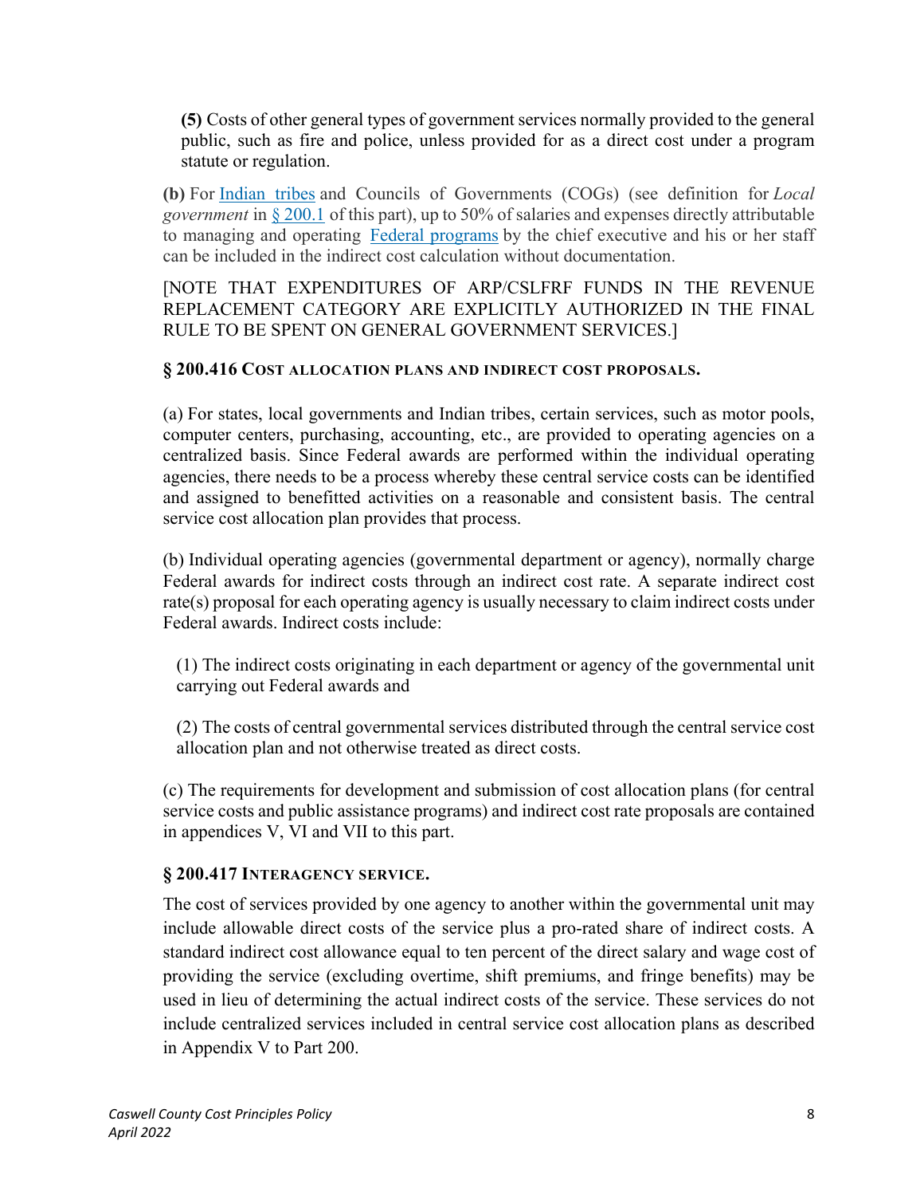**(5)** Costs of other general types of government services normally provided to the general public, such as fire and police, unless provided for as a direct cost under a program statute or regulation.

**(b)** For Indian tribes and Councils of Governments (COGs) (see definition for *Local government* in § 200.1 of this part), up to 50% of salaries and expenses directly attributable to managing and operating Federal programs by the chief executive and his or her staff can be included in the indirect cost calculation without documentation.

[NOTE THAT EXPENDITURES OF ARP/CSLFRF FUNDS IN THE REVENUE REPLACEMENT CATEGORY ARE EXPLICITLY AUTHORIZED IN THE FINAL RULE TO BE SPENT ON GENERAL GOVERNMENT SERVICES.]

### § 200.416 Cost allocation plans and indirect cost proposals.

(a) For states, local governments and Indian tribes, certain services, such as motor pools, computer centers, purchasing, accounting, etc., are provided to operating agencies on a centralized basis. Since Federal awards are performed within the individual operating agencies, there needs to be a process whereby these central service costs can be identified and assigned to benefitted activities on a reasonable and consistent basis. The central service cost allocation plan provides that process.

(b) Individual operating agencies (governmental department or agency), normally charge Federal awards for indirect costs through an indirect cost rate. A separate indirect cost rate(s) proposal for each operating agency is usually necessary to claim indirect costs under Federal awards. Indirect costs include:

(1) The indirect costs originating in each department or agency of the governmental unit carrying out Federal awards and

(2) The costs of central governmental services distributed through the central service cost allocation plan and not otherwise treated as direct costs.

(c) The requirements for development and submission of cost allocation plans (for central service costs and public assistance programs) and indirect cost rate proposals are contained in appendices V, VI and VII to this part.

### § 200.417 Interagency service.

The cost of services provided by one agency to another within the governmental unit may include allowable direct costs of the service plus a pro-rated share of indirect costs. A standard indirect cost allowance equal to ten percent of the direct salary and wage cost of providing the service (excluding overtime, shift premiums, and fringe benefits) may be used in lieu of determining the actual indirect costs of the service. These services do not include centralized services included in central service cost allocation plans as described in Appendix V to Part 200.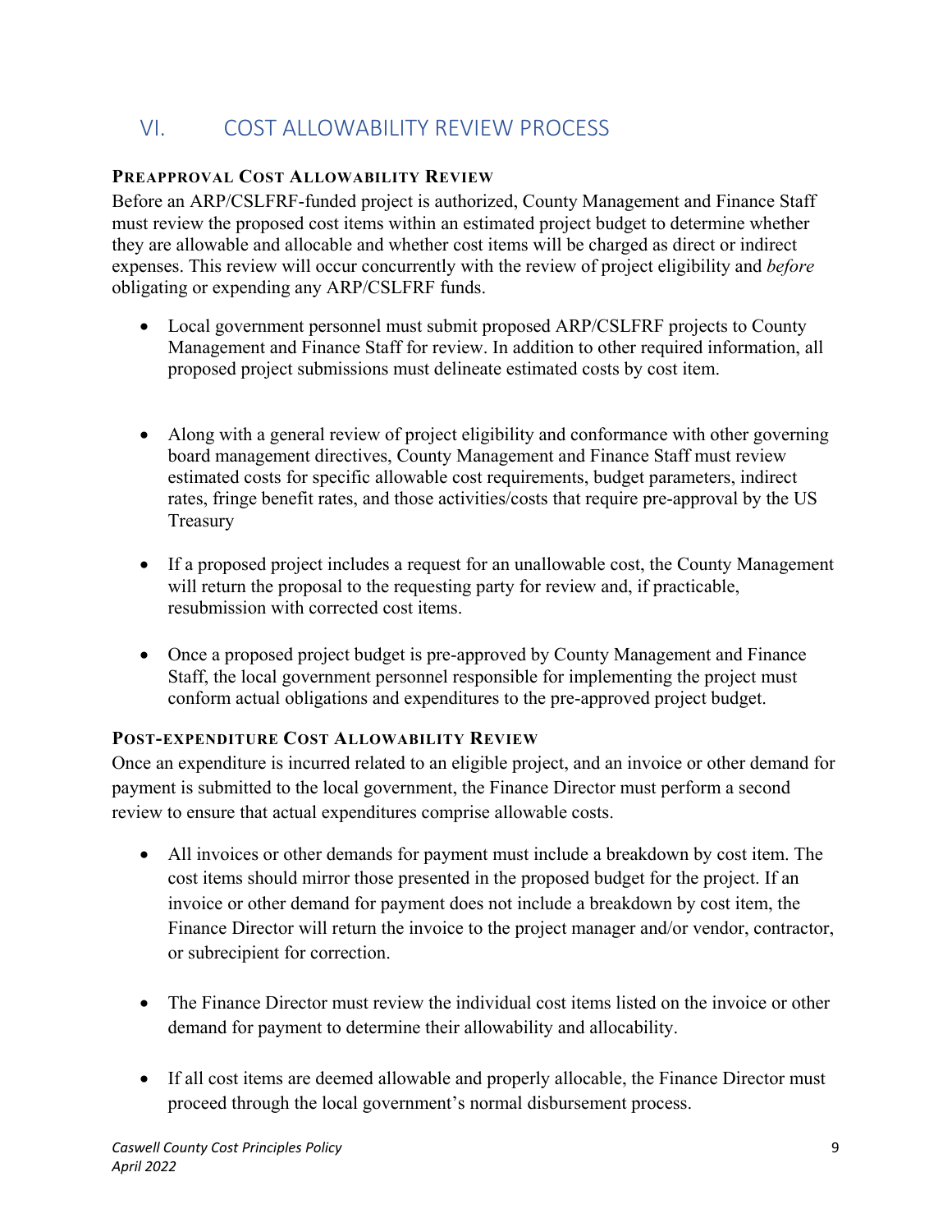# VI. COST ALLOWABILITY REVIEW PROCESS

### PREAPPROVAL COST ALLOWABILITY REVIEW

Before an ARP/CSLFRF-funded project is authorized, County Management and Finance Staff must review the proposed cost items within an estimated project budget to determine whether they are allowable and allocable and whether cost items will be charged as direct or indirect expenses. This review will occur concurrently with the review of project eligibility and *before* obligating or expending any ARP/CSLFRF funds.

- Local government personnel must submit proposed ARP/CSLFRF projects to County Management and Finance Staff for review. In addition to other required information, all proposed project submissions must delineate estimated costs by cost item.
- Along with a general review of project eligibility and conformance with other governing board management directives, County Management and Finance Staff must review estimated costs for specific allowable cost requirements, budget parameters, indirect rates, fringe benefit rates, and those activities/costs that require pre-approval by the US Treasury
- If a proposed project includes a request for an unallowable cost, the County Management will return the proposal to the requesting party for review and, if practicable, resubmission with corrected cost items.
- Once a proposed project budget is pre-approved by County Management and Finance Staff, the local government personnel responsible for implementing the project must conform actual obligations and expenditures to the pre-approved project budget.

### POST-EXPENDITURE COST ALLOWABILITY REVIEW

Once an expenditure is incurred related to an eligible project, and an invoice or other demand for payment is submitted to the local government, the Finance Director must perform a second review to ensure that actual expenditures comprise allowable costs.

- All invoices or other demands for payment must include a breakdown by cost item. The cost items should mirror those presented in the proposed budget for the project. If an invoice or other demand for payment does not include a breakdown by cost item, the Finance Director will return the invoice to the project manager and/or vendor, contractor, or subrecipient for correction.
- The Finance Director must review the individual cost items listed on the invoice or other demand for payment to determine their allowability and allocability.
- If all cost items are deemed allowable and properly allocable, the Finance Director must proceed through the local government's normal disbursement process.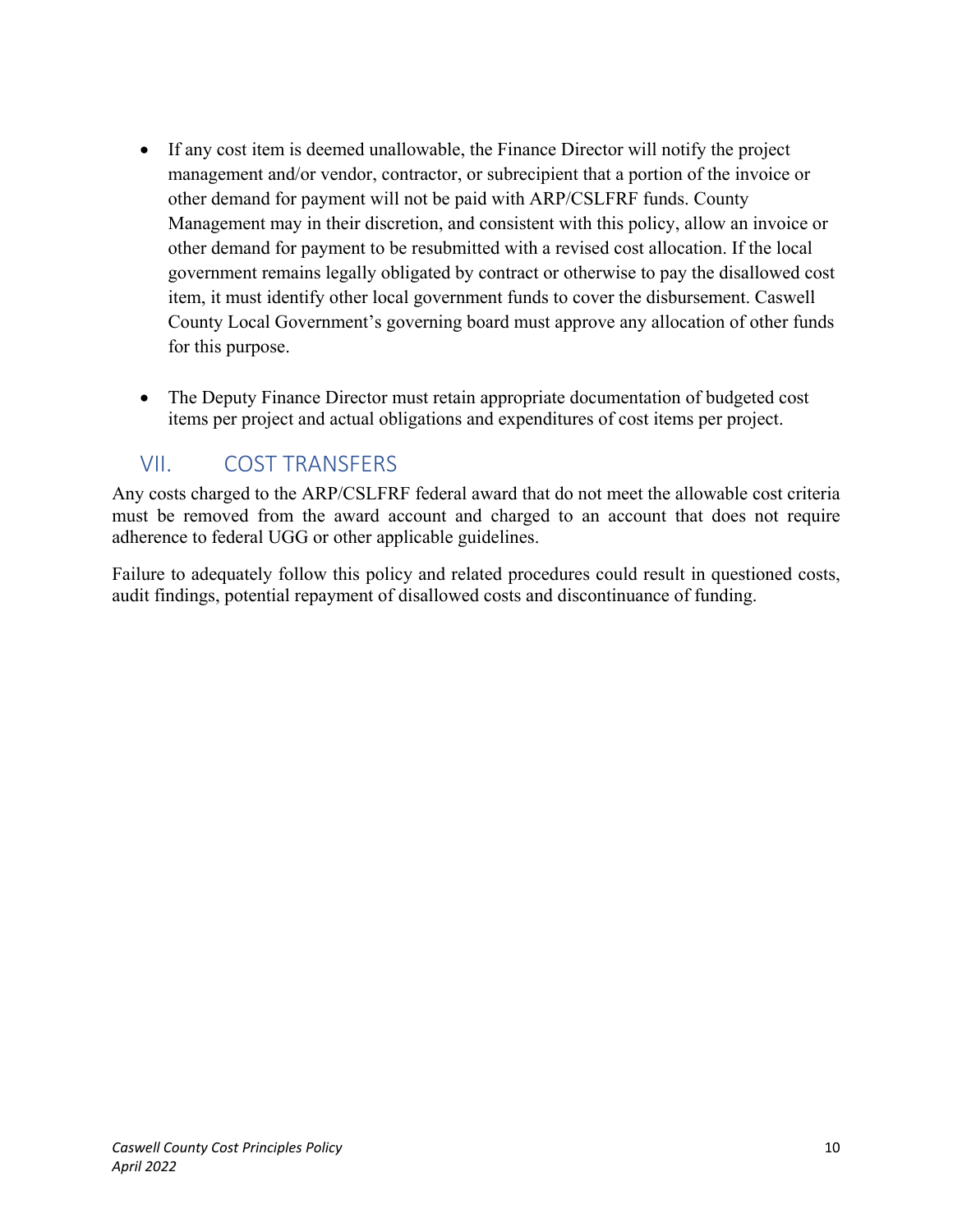- If any cost item is deemed unallowable, the Finance Director will notify the project management and/or vendor, contractor, or subrecipient that a portion of the invoice or other demand for payment will not be paid with ARP/CSLFRF funds. County Management may in their discretion, and consistent with this policy, allow an invoice or other demand for payment to be resubmitted with a revised cost allocation. If the local government remains legally obligated by contract or otherwise to pay the disallowed cost item, it must identify other local government funds to cover the disbursement. Caswell County Local Government's governing board must approve any allocation of other funds for this purpose.

- The Deputy Finance Director must retain appropriate documentation of budgeted cost items per project and actual obligations and expenditures of cost items per project.

## VII. COST TRANSFERS

Any costs charged to the ARP/CSLFRF federal award that do not meet the allowable cost criteria must be removed from the award account and charged to an account that does not require adherence to federal UGG or other applicable guidelines.

Failure to adequately follow this policy and related procedures could result in questioned costs, audit findings, potential repayment of disallowed costs and discontinuance of funding.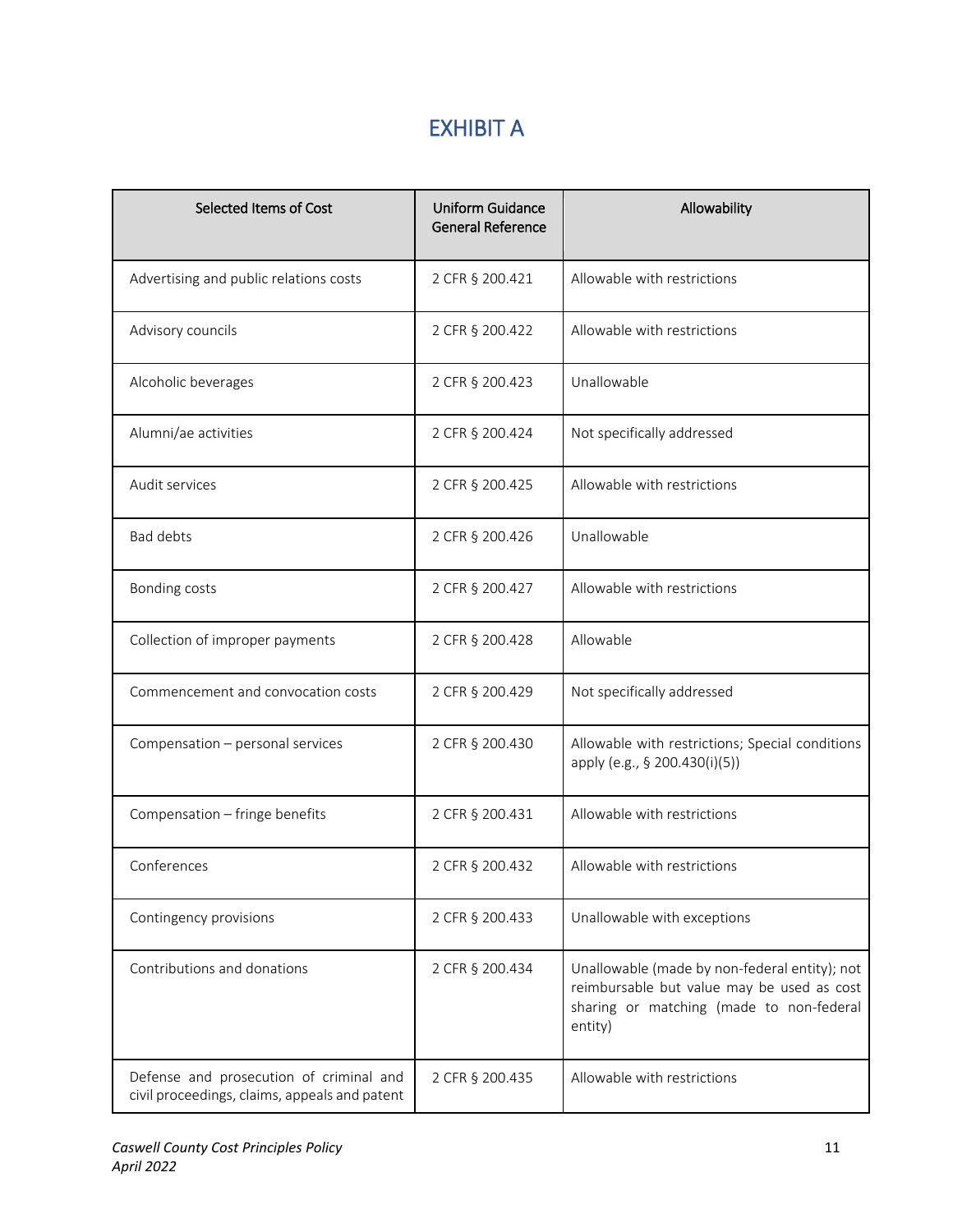# EXHIBIT A

| Selected Items of Cost | Uniform Guidance General Reference | Allowability |
|---|---|---|
| Advertising and public relations costs | 2 CFR § 200.421 | Allowable with restrictions |
| Advisory councils | 2 CFR § 200.422 | Allowable with restrictions |
| Alcoholic beverages | 2 CFR § 200.423 | Unallowable |
| Alumni/ae activities | 2 CFR § 200.424 | Not specifically addressed |
| Audit services | 2 CFR § 200.425 | Allowable with restrictions |
| Bad debts | 2 CFR § 200.426 | Unallowable |
| Bonding costs | 2 CFR § 200.427 | Allowable with restrictions |
| Collection of improper payments | 2 CFR § 200.428 | Allowable |
| Commencement and convocation costs | 2 CFR § 200.429 | Not specifically addressed |
| Compensation – personal services | 2 CFR § 200.430 | Allowable with restrictions; Special conditions apply (e.g., § 200.430(i)(5)) |
| Compensation – fringe benefits | 2 CFR § 200.431 | Allowable with restrictions |
| Conferences | 2 CFR § 200.432 | Allowable with restrictions |
| Contingency provisions | 2 CFR § 200.433 | Unallowable with exceptions |
| Contributions and donations | 2 CFR § 200.434 | Unallowable (made by non-federal entity); not reimbursable but value may be used as cost sharing or matching (made to non-federal entity) |
| Defense and prosecution of criminal and civil proceedings, claims, appeals and patent | 2 CFR § 200.435 | Allowable with restrictions |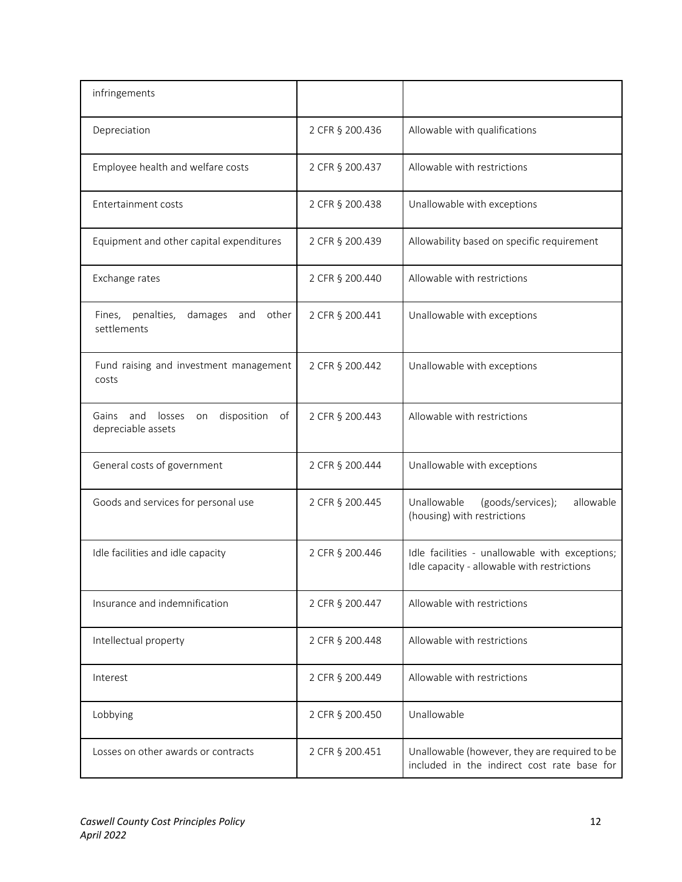| infringements | | |
|---|---|---|
| Depreciation | 2 CFR § 200.436 | Allowable with qualifications |
| Employee health and welfare costs | 2 CFR § 200.437 | Allowable with restrictions |
| Entertainment costs | 2 CFR § 200.438 | Unallowable with exceptions |
| Equipment and other capital expenditures | 2 CFR § 200.439 | Allowability based on specific requirement |
| Exchange rates | 2 CFR § 200.440 | Allowable with restrictions |
| Fines, penalties, damages and other settlements | 2 CFR § 200.441 | Unallowable with exceptions |
| Fund raising and investment management costs | 2 CFR § 200.442 | Unallowable with exceptions |
| Gains and losses on disposition of depreciable assets | 2 CFR § 200.443 | Allowable with restrictions |
| General costs of government | 2 CFR § 200.444 | Unallowable with exceptions |
| Goods and services for personal use | 2 CFR § 200.445 | Unallowable (goods/services); allowable (housing) with restrictions |
| Idle facilities and idle capacity | 2 CFR § 200.446 | Idle facilities - unallowable with exceptions; Idle capacity - allowable with restrictions |
| Insurance and indemnification | 2 CFR § 200.447 | Allowable with restrictions |
| Intellectual property | 2 CFR § 200.448 | Allowable with restrictions |
| Interest | 2 CFR § 200.449 | Allowable with restrictions |
| Lobbying | 2 CFR § 200.450 | Unallowable |
| Losses on other awards or contracts | 2 CFR § 200.451 | Unallowable (however, they are required to be included in the indirect cost rate base for |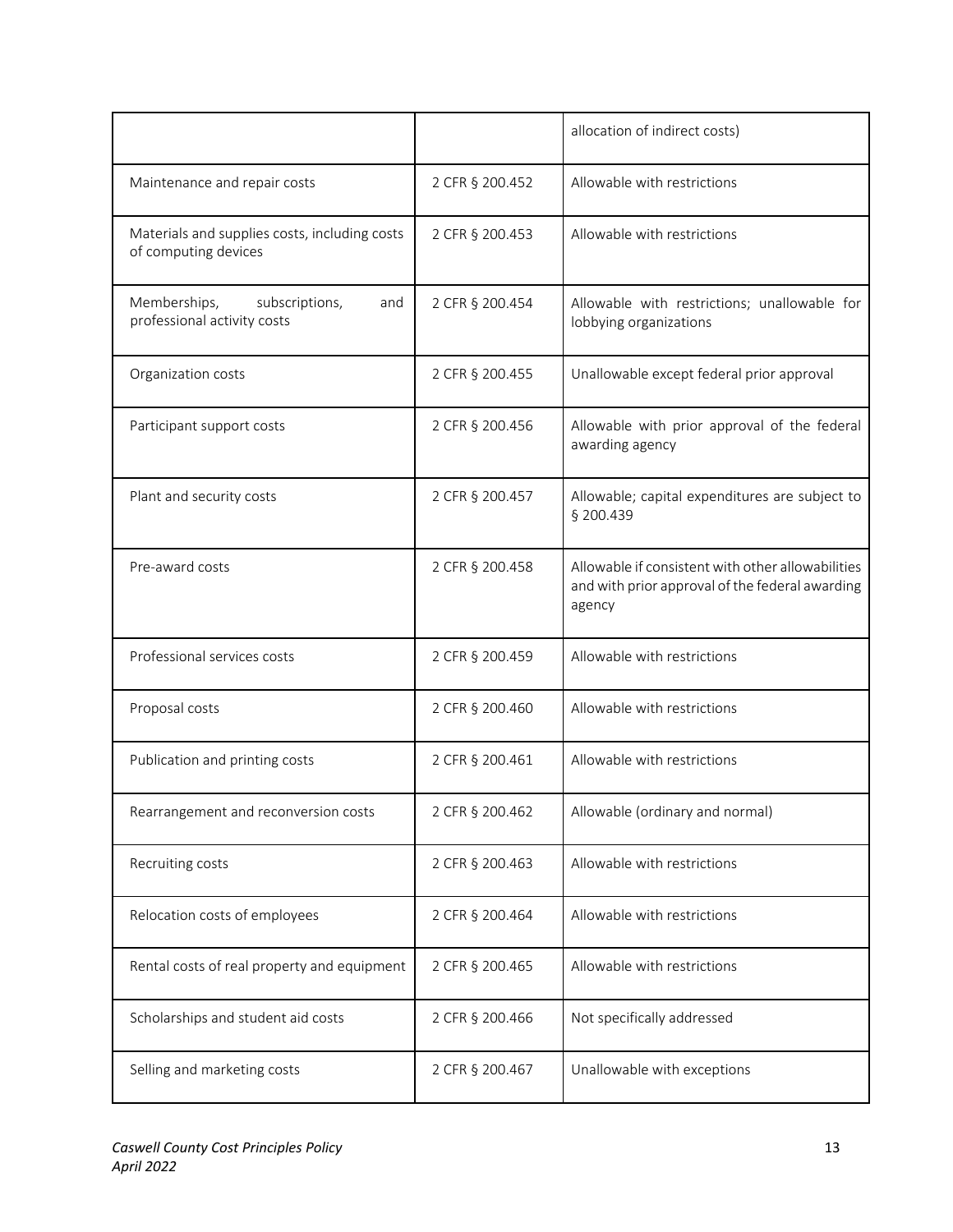| | | |
|---|---|---|
| | | allocation of indirect costs) |
| Maintenance and repair costs | 2 CFR § 200.452 | Allowable with restrictions |
| Materials and supplies costs, including costs of computing devices | 2 CFR § 200.453 | Allowable with restrictions |
| Memberships, subscriptions, and professional activity costs | 2 CFR § 200.454 | Allowable with restrictions; unallowable for lobbying organizations |
| Organization costs | 2 CFR § 200.455 | Unallowable except federal prior approval |
| Participant support costs | 2 CFR § 200.456 | Allowable with prior approval of the federal awarding agency |
| Plant and security costs | 2 CFR § 200.457 | Allowable; capital expenditures are subject to § 200.439 |
| Pre-award costs | 2 CFR § 200.458 | Allowable if consistent with other allowabilities and with prior approval of the federal awarding agency |
| Professional services costs | 2 CFR § 200.459 | Allowable with restrictions |
| Proposal costs | 2 CFR § 200.460 | Allowable with restrictions |
| Publication and printing costs | 2 CFR § 200.461 | Allowable with restrictions |
| Rearrangement and reconversion costs | 2 CFR § 200.462 | Allowable (ordinary and normal) |
| Recruiting costs | 2 CFR § 200.463 | Allowable with restrictions |
| Relocation costs of employees | 2 CFR § 200.464 | Allowable with restrictions |
| Rental costs of real property and equipment | 2 CFR § 200.465 | Allowable with restrictions |
| Scholarships and student aid costs | 2 CFR § 200.466 | Not specifically addressed |
| Selling and marketing costs | 2 CFR § 200.467 | Unallowable with exceptions |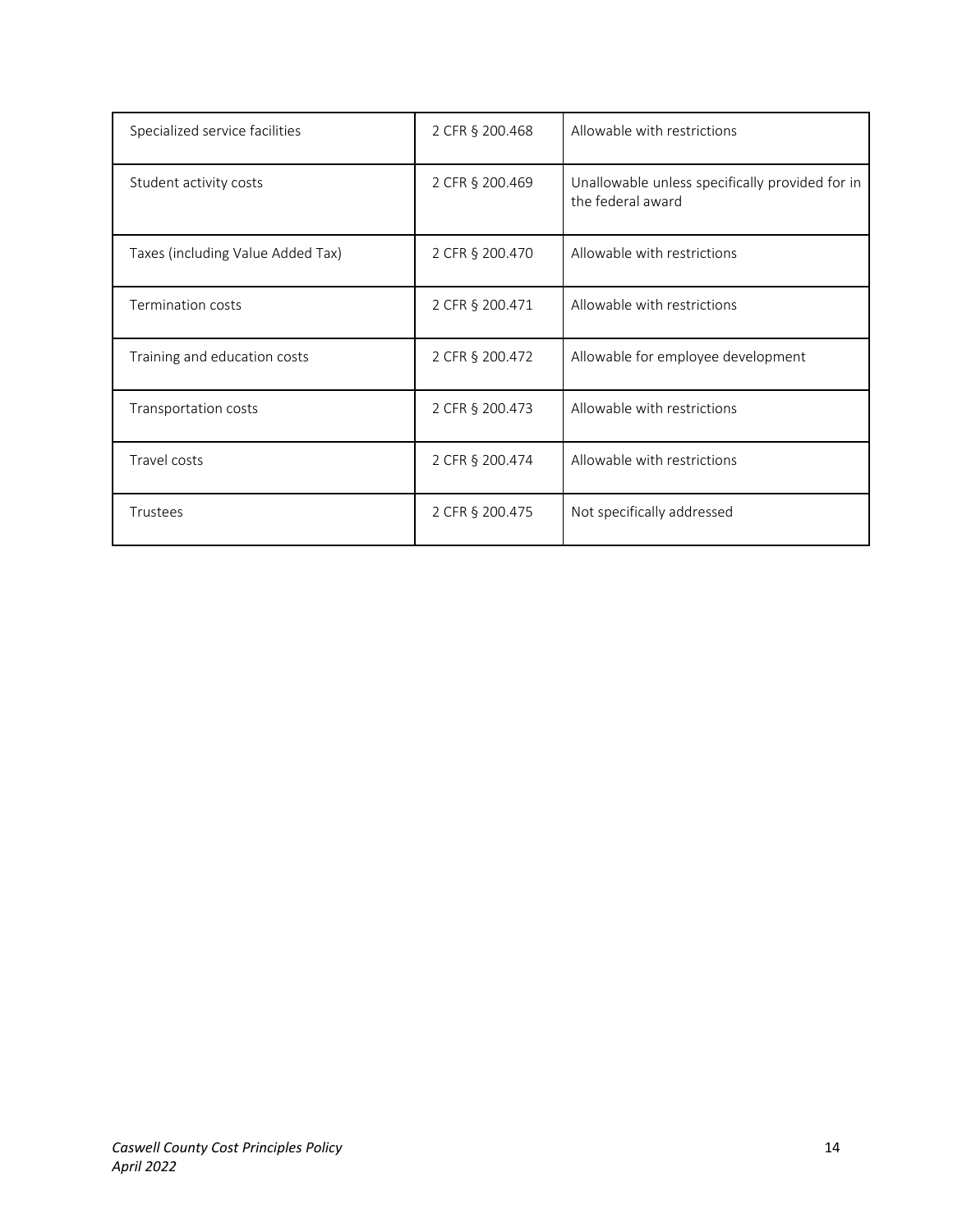| Specialized service facilities | 2 CFR § 200.468 | Allowable with restrictions |
|---|---|---|
| Student activity costs | 2 CFR § 200.469 | Unallowable unless specifically provided for in the federal award |
| Taxes (including Value Added Tax) | 2 CFR § 200.470 | Allowable with restrictions |
| Termination costs | 2 CFR § 200.471 | Allowable with restrictions |
| Training and education costs | 2 CFR § 200.472 | Allowable for employee development |
| Transportation costs | 2 CFR § 200.473 | Allowable with restrictions |
| Travel costs | 2 CFR § 200.474 | Allowable with restrictions |
| Trustees | 2 CFR § 200.475 | Not specifically addressed |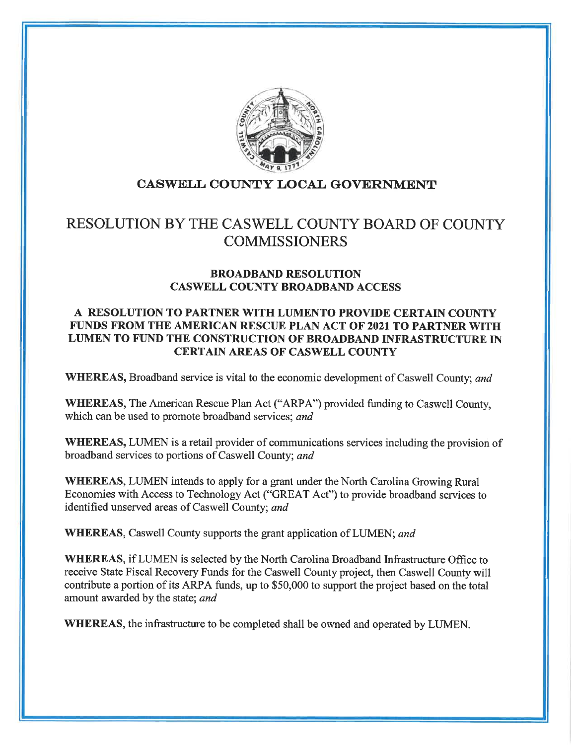**CASWELL COUNTY LOCAL GOVERNMENT**

# RESOLUTION BY THE CASWELL COUNTY BOARD OF COUNTY COMMISSIONERS

### BROADBAND RESOLUTION
### CASWELL COUNTY BROADBAND ACCESS

### A RESOLUTION TO PARTNER WITH LUMENTO PROVIDE CERTAIN COUNTY FUNDS FROM THE AMERICAN RESCUE PLAN ACT OF 2021 TO PARTNER WITH LUMEN TO FUND THE CONSTRUCTION OF BROADBAND INFRASTRUCTURE IN CERTAIN AREAS OF CASWELL COUNTY

**WHEREAS,** Broadband service is vital to the economic development of Caswell County; *and*

**WHEREAS**, The American Rescue Plan Act ("ARPA") provided funding to Caswell County, which can be used to promote broadband services; *and*

**WHEREAS,** LUMEN is a retail provider of communications services including the provision of broadband services to portions of Caswell County; *and*

**WHEREAS**, LUMEN intends to apply for a grant under the North Carolina Growing Rural Economies with Access to Technology Act ("GREAT Act") to provide broadband services to identified unserved areas of Caswell County; *and*

**WHEREAS**, Caswell County supports the grant application of LUMEN; *and*

**WHEREAS**, if LUMEN is selected by the North Carolina Broadband Infrastructure Office to receive State Fiscal Recovery Funds for the Caswell County project, then Caswell County will contribute a portion of its ARPA funds, up to $50,000 to support the project based on the total amount awarded by the state; *and*

**WHEREAS**, the infrastructure to be completed shall be owned and operated by LUMEN.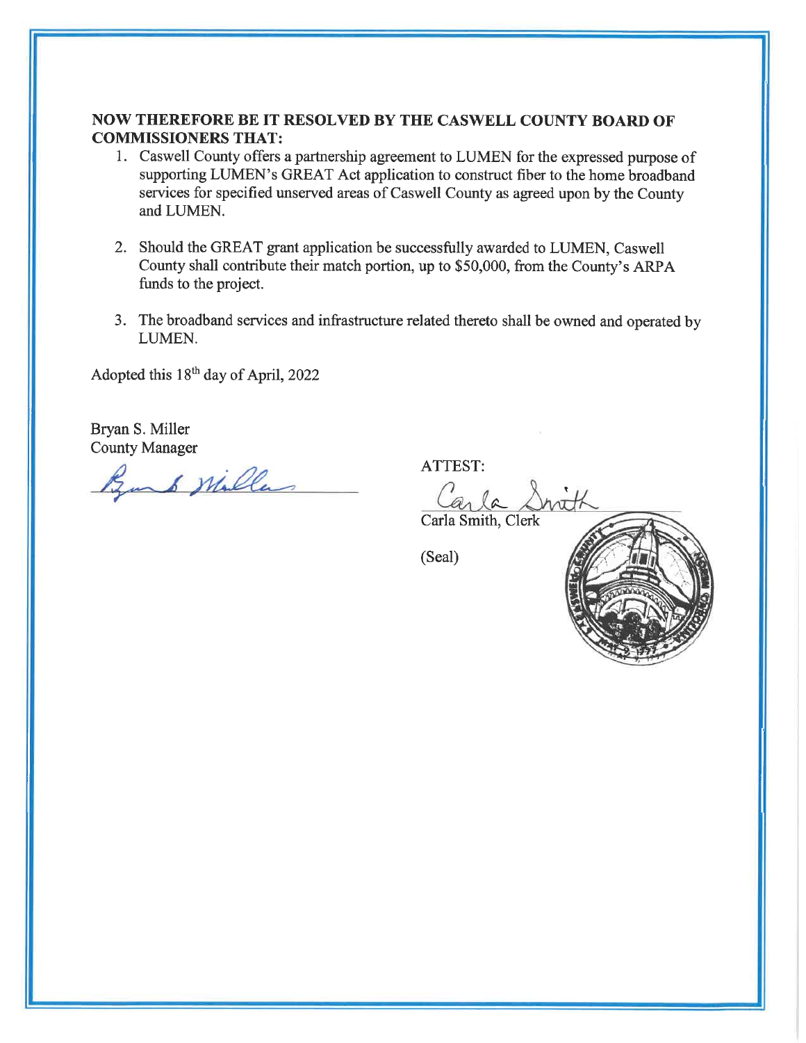**NOW THEREFORE BE IT RESOLVED BY THE CASWELL COUNTY BOARD OF COMMISSIONERS THAT:**

1. Caswell County offers a partnership agreement to LUMEN for the expressed purpose of supporting LUMEN's GREAT Act application to construct fiber to the home broadband services for specified unserved areas of Caswell County as agreed upon by the County and LUMEN.

2. Should the GREAT grant application be successfully awarded to LUMEN, Caswell County shall contribute their match portion, up to $50,000, from the County's ARPA funds to the project.

3. The broadband services and infrastructure related thereto shall be owned and operated by LUMEN.

Adopted this 18th day of April, 2022

Bryan S. Miller
County Manager

ATTEST:

Carla Smith, Clerk

(Seal)